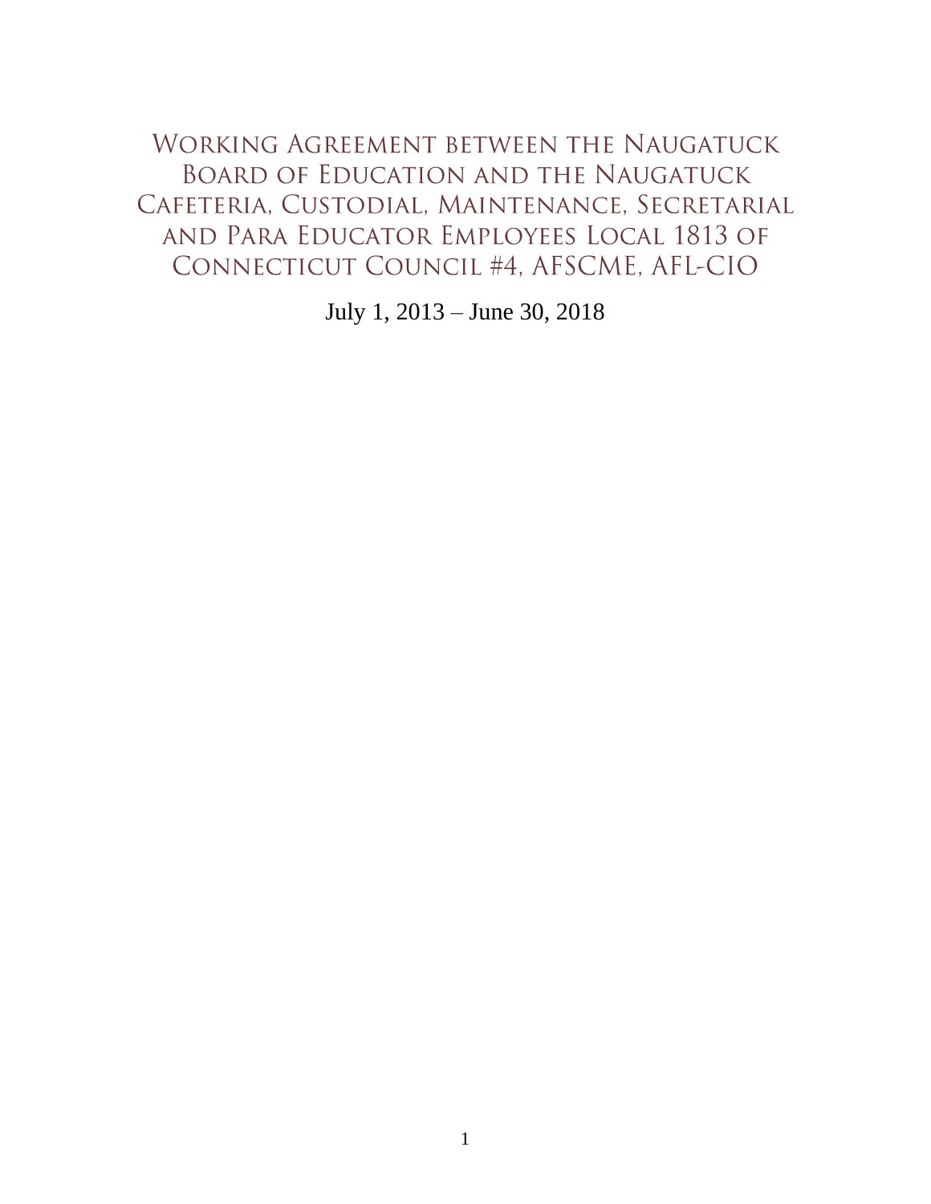# Working Agreement between the Naugatuck Board of Education and the Naugatuck Cafeteria, Custodial, Maintenance, Secretarial and Para Educator Employees Local 1813 of Connecticut Council #4, AFSCME, AFL-CIO

July 1, 2013 – June 30, 2018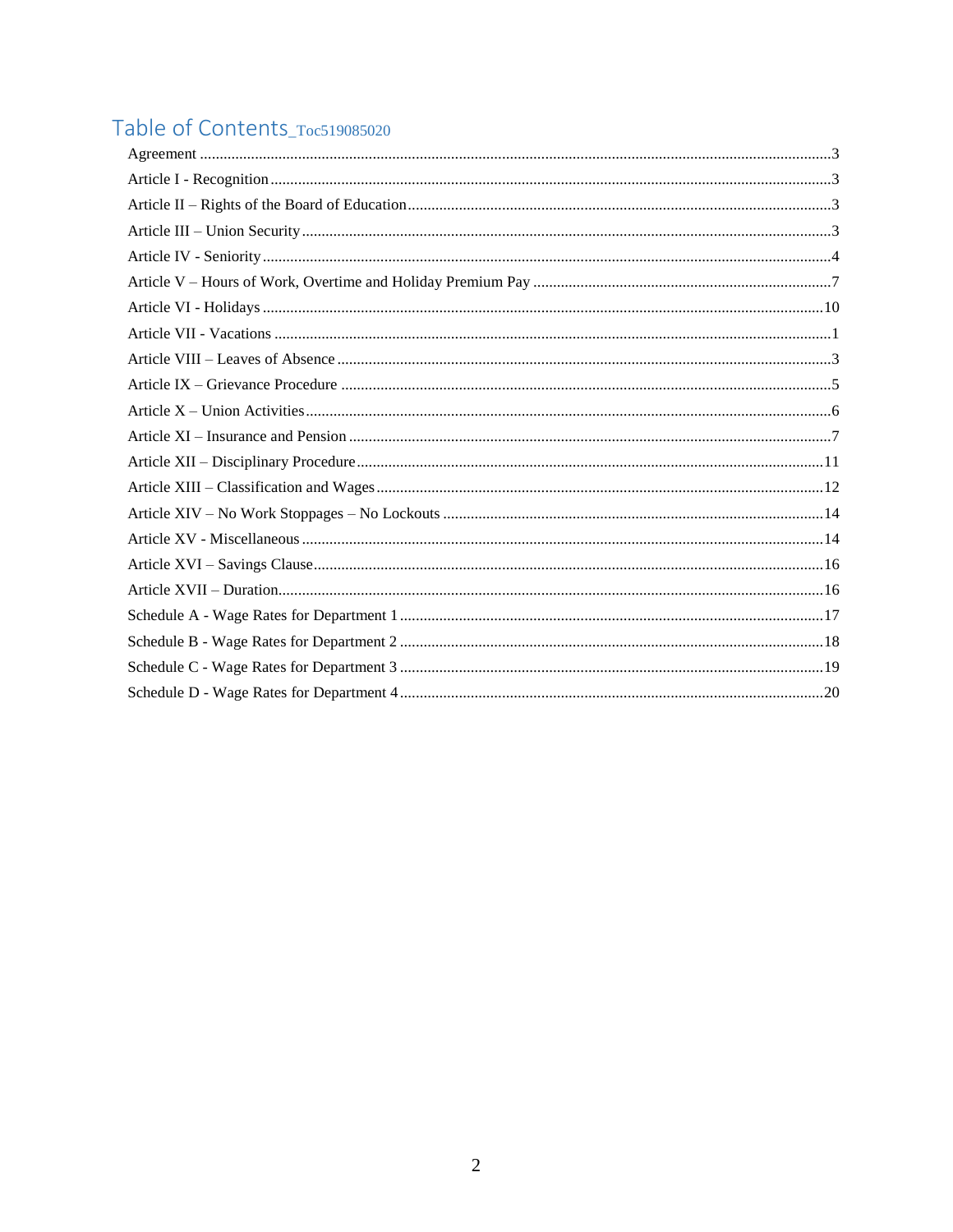# Table of Contents_Toc519085020

- Agreement ... 3
- Article I - Recognition ... 3
- Article II – Rights of the Board of Education ... 3
- Article III – Union Security ... 3
- Article IV - Seniority ... 4
- Article V – Hours of Work, Overtime and Holiday Premium Pay ... 7
- Article VI - Holidays ... 10
- Article VII - Vacations ... 1
- Article VIII – Leaves of Absence ... 3
- Article IX – Grievance Procedure ... 5
- Article X – Union Activities ... 6
- Article XI – Insurance and Pension ... 7
- Article XII – Disciplinary Procedure ... 11
- Article XIII – Classification and Wages ... 12
- Article XIV – No Work Stoppages – No Lockouts ... 14
- Article XV - Miscellaneous ... 14
- Article XVI – Savings Clause ... 16
- Article XVII – Duration ... 16
- Schedule A - Wage Rates for Department 1 ... 17
- Schedule B - Wage Rates for Department 2 ... 18
- Schedule C - Wage Rates for Department 3 ... 19
- Schedule D - Wage Rates for Department 4 ... 20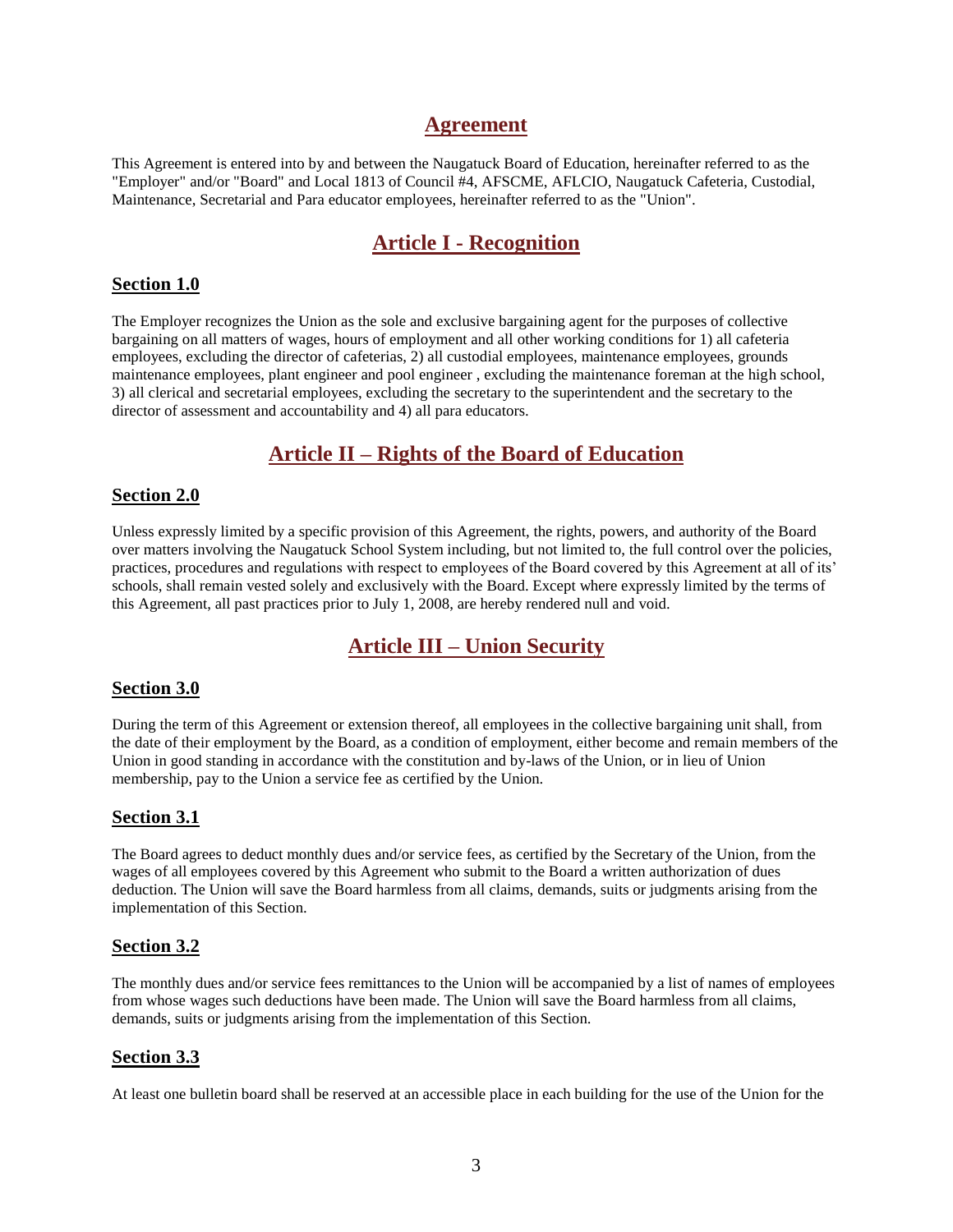## Agreement

This Agreement is entered into by and between the Naugatuck Board of Education, hereinafter referred to as the "Employer" and/or "Board" and Local 1813 of Council #4, AFSCME, AFLCIO, Naugatuck Cafeteria, Custodial, Maintenance, Secretarial and Para educator employees, hereinafter referred to as the "Union".

## Article I - Recognition

### Section 1.0

The Employer recognizes the Union as the sole and exclusive bargaining agent for the purposes of collective bargaining on all matters of wages, hours of employment and all other working conditions for 1) all cafeteria employees, excluding the director of cafeterias, 2) all custodial employees, maintenance employees, grounds maintenance employees, plant engineer and pool engineer , excluding the maintenance foreman at the high school, 3) all clerical and secretarial employees, excluding the secretary to the superintendent and the secretary to the director of assessment and accountability and 4) all para educators.

## Article II – Rights of the Board of Education

### Section 2.0

Unless expressly limited by a specific provision of this Agreement, the rights, powers, and authority of the Board over matters involving the Naugatuck School System including, but not limited to, the full control over the policies, practices, procedures and regulations with respect to employees of the Board covered by this Agreement at all of its' schools, shall remain vested solely and exclusively with the Board. Except where expressly limited by the terms of this Agreement, all past practices prior to July 1, 2008, are hereby rendered null and void.

## Article III – Union Security

### Section 3.0

During the term of this Agreement or extension thereof, all employees in the collective bargaining unit shall, from the date of their employment by the Board, as a condition of employment, either become and remain members of the Union in good standing in accordance with the constitution and by-laws of the Union, or in lieu of Union membership, pay to the Union a service fee as certified by the Union.

### Section 3.1

The Board agrees to deduct monthly dues and/or service fees, as certified by the Secretary of the Union, from the wages of all employees covered by this Agreement who submit to the Board a written authorization of dues deduction. The Union will save the Board harmless from all claims, demands, suits or judgments arising from the implementation of this Section.

### Section 3.2

The monthly dues and/or service fees remittances to the Union will be accompanied by a list of names of employees from whose wages such deductions have been made. The Union will save the Board harmless from all claims, demands, suits or judgments arising from the implementation of this Section.

### Section 3.3

At least one bulletin board shall be reserved at an accessible place in each building for the use of the Union for the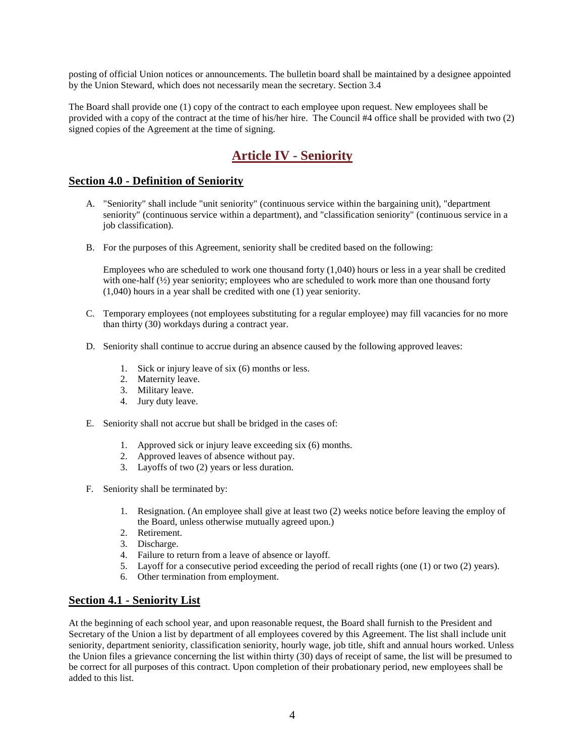posting of official Union notices or announcements. The bulletin board shall be maintained by a designee appointed by the Union Steward, which does not necessarily mean the secretary. Section 3.4

The Board shall provide one (1) copy of the contract to each employee upon request. New employees shall be provided with a copy of the contract at the time of his/her hire. The Council #4 office shall be provided with two (2) signed copies of the Agreement at the time of signing.

# Article IV - Seniority

## Section 4.0 - Definition of Seniority

A. "Seniority" shall include "unit seniority" (continuous service within the bargaining unit), "department seniority" (continuous service within a department), and "classification seniority" (continuous service in a job classification).

B. For the purposes of this Agreement, seniority shall be credited based on the following:

   Employees who are scheduled to work one thousand forty (1,040) hours or less in a year shall be credited with one-half (½) year seniority; employees who are scheduled to work more than one thousand forty (1,040) hours in a year shall be credited with one (1) year seniority.

C. Temporary employees (not employees substituting for a regular employee) may fill vacancies for no more than thirty (30) workdays during a contract year.

D. Seniority shall continue to accrue during an absence caused by the following approved leaves:

   1. Sick or injury leave of six (6) months or less.
   2. Maternity leave.
   3. Military leave.
   4. Jury duty leave.

E. Seniority shall not accrue but shall be bridged in the cases of:

   1. Approved sick or injury leave exceeding six (6) months.
   2. Approved leaves of absence without pay.
   3. Layoffs of two (2) years or less duration.

F. Seniority shall be terminated by:

   1. Resignation. (An employee shall give at least two (2) weeks notice before leaving the employ of the Board, unless otherwise mutually agreed upon.)
   2. Retirement.
   3. Discharge.
   4. Failure to return from a leave of absence or layoff.
   5. Layoff for a consecutive period exceeding the period of recall rights (one (1) or two (2) years).
   6. Other termination from employment.

## Section 4.1 - Seniority List

At the beginning of each school year, and upon reasonable request, the Board shall furnish to the President and Secretary of the Union a list by department of all employees covered by this Agreement. The list shall include unit seniority, department seniority, classification seniority, hourly wage, job title, shift and annual hours worked. Unless the Union files a grievance concerning the list within thirty (30) days of receipt of same, the list will be presumed to be correct for all purposes of this contract. Upon completion of their probationary period, new employees shall be added to this list.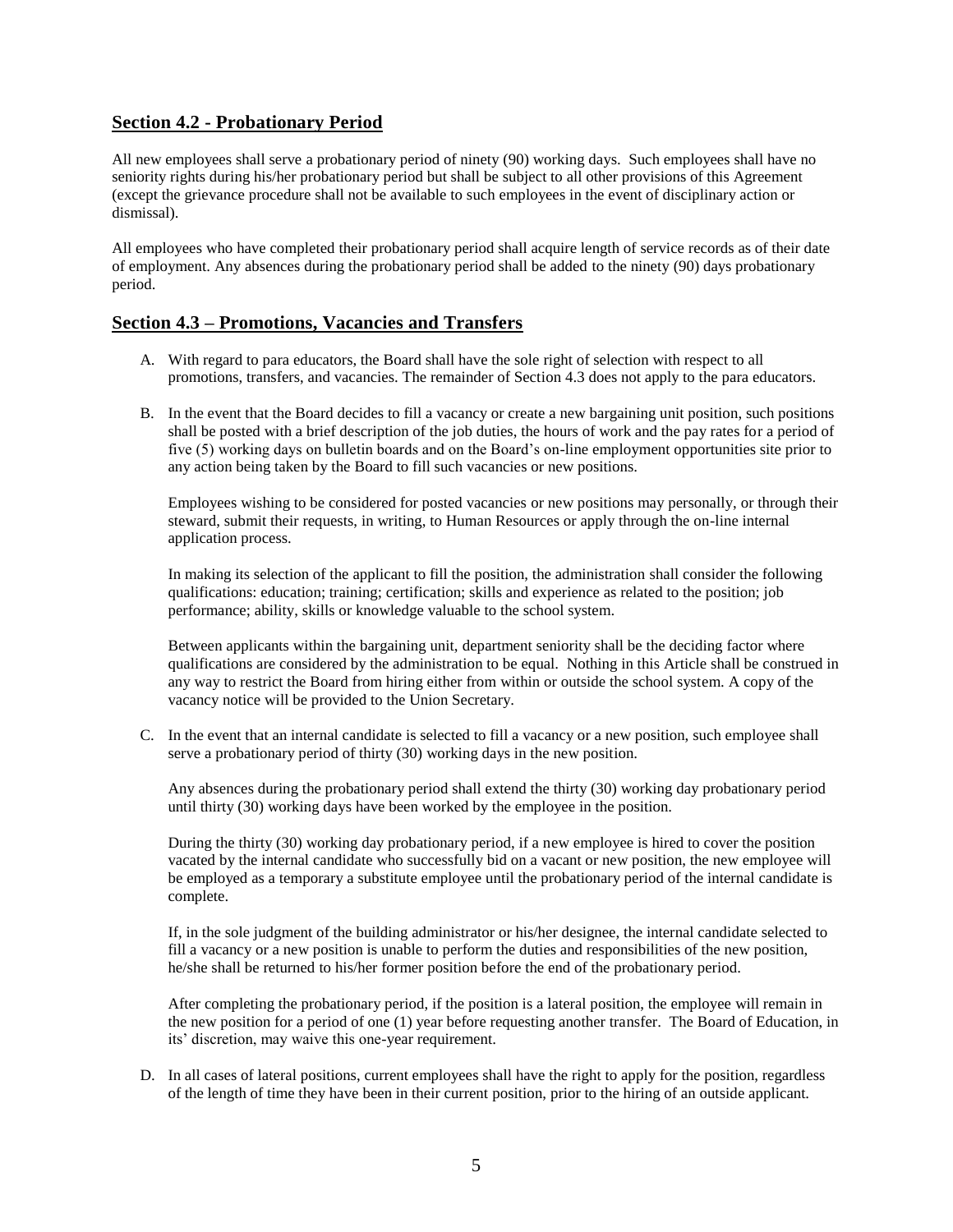## Section 4.2 - Probationary Period

All new employees shall serve a probationary period of ninety (90) working days. Such employees shall have no seniority rights during his/her probationary period but shall be subject to all other provisions of this Agreement (except the grievance procedure shall not be available to such employees in the event of disciplinary action or dismissal).

All employees who have completed their probationary period shall acquire length of service records as of their date of employment. Any absences during the probationary period shall be added to the ninety (90) days probationary period.

## Section 4.3 – Promotions, Vacancies and Transfers

A. With regard to para educators, the Board shall have the sole right of selection with respect to all promotions, transfers, and vacancies. The remainder of Section 4.3 does not apply to the para educators.

B. In the event that the Board decides to fill a vacancy or create a new bargaining unit position, such positions shall be posted with a brief description of the job duties, the hours of work and the pay rates for a period of five (5) working days on bulletin boards and on the Board's on-line employment opportunities site prior to any action being taken by the Board to fill such vacancies or new positions.

   Employees wishing to be considered for posted vacancies or new positions may personally, or through their steward, submit their requests, in writing, to Human Resources or apply through the on-line internal application process.

   In making its selection of the applicant to fill the position, the administration shall consider the following qualifications: education; training; certification; skills and experience as related to the position; job performance; ability, skills or knowledge valuable to the school system.

   Between applicants within the bargaining unit, department seniority shall be the deciding factor where qualifications are considered by the administration to be equal. Nothing in this Article shall be construed in any way to restrict the Board from hiring either from within or outside the school system. A copy of the vacancy notice will be provided to the Union Secretary.

C. In the event that an internal candidate is selected to fill a vacancy or a new position, such employee shall serve a probationary period of thirty (30) working days in the new position.

   Any absences during the probationary period shall extend the thirty (30) working day probationary period until thirty (30) working days have been worked by the employee in the position.

   During the thirty (30) working day probationary period, if a new employee is hired to cover the position vacated by the internal candidate who successfully bid on a vacant or new position, the new employee will be employed as a temporary a substitute employee until the probationary period of the internal candidate is complete.

   If, in the sole judgment of the building administrator or his/her designee, the internal candidate selected to fill a vacancy or a new position is unable to perform the duties and responsibilities of the new position, he/she shall be returned to his/her former position before the end of the probationary period.

   After completing the probationary period, if the position is a lateral position, the employee will remain in the new position for a period of one (1) year before requesting another transfer. The Board of Education, in its' discretion, may waive this one-year requirement.

D. In all cases of lateral positions, current employees shall have the right to apply for the position, regardless of the length of time they have been in their current position, prior to the hiring of an outside applicant.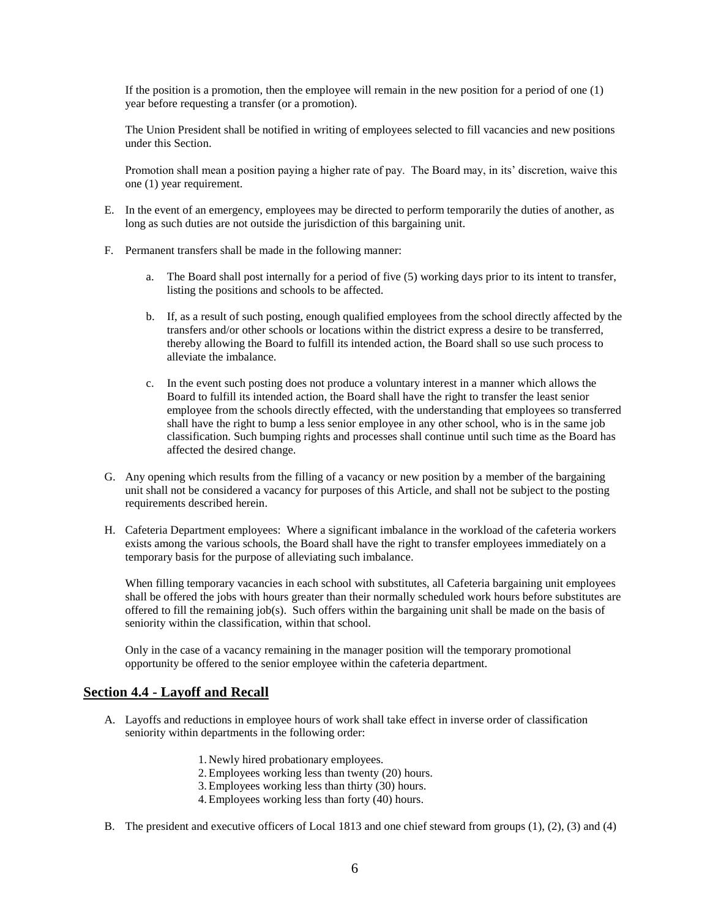If the position is a promotion, then the employee will remain in the new position for a period of one (1) year before requesting a transfer (or a promotion).

The Union President shall be notified in writing of employees selected to fill vacancies and new positions under this Section.

Promotion shall mean a position paying a higher rate of pay. The Board may, in its' discretion, waive this one (1) year requirement.

E. In the event of an emergency, employees may be directed to perform temporarily the duties of another, as long as such duties are not outside the jurisdiction of this bargaining unit.

F. Permanent transfers shall be made in the following manner:

   a. The Board shall post internally for a period of five (5) working days prior to its intent to transfer, listing the positions and schools to be affected.

   b. If, as a result of such posting, enough qualified employees from the school directly affected by the transfers and/or other schools or locations within the district express a desire to be transferred, thereby allowing the Board to fulfill its intended action, the Board shall so use such process to alleviate the imbalance.

   c. In the event such posting does not produce a voluntary interest in a manner which allows the Board to fulfill its intended action, the Board shall have the right to transfer the least senior employee from the schools directly effected, with the understanding that employees so transferred shall have the right to bump a less senior employee in any other school, who is in the same job classification. Such bumping rights and processes shall continue until such time as the Board has affected the desired change.

G. Any opening which results from the filling of a vacancy or new position by a member of the bargaining unit shall not be considered a vacancy for purposes of this Article, and shall not be subject to the posting requirements described herein.

H. Cafeteria Department employees: Where a significant imbalance in the workload of the cafeteria workers exists among the various schools, the Board shall have the right to transfer employees immediately on a temporary basis for the purpose of alleviating such imbalance.

   When filling temporary vacancies in each school with substitutes, all Cafeteria bargaining unit employees shall be offered the jobs with hours greater than their normally scheduled work hours before substitutes are offered to fill the remaining job(s). Such offers within the bargaining unit shall be made on the basis of seniority within the classification, within that school.

   Only in the case of a vacancy remaining in the manager position will the temporary promotional opportunity be offered to the senior employee within the cafeteria department.

## Section 4.4 - Layoff and Recall

A. Layoffs and reductions in employee hours of work shall take effect in inverse order of classification seniority within departments in the following order:

   1. Newly hired probationary employees.
   2. Employees working less than twenty (20) hours.
   3. Employees working less than thirty (30) hours.
   4. Employees working less than forty (40) hours.

B. The president and executive officers of Local 1813 and one chief steward from groups (1), (2), (3) and (4)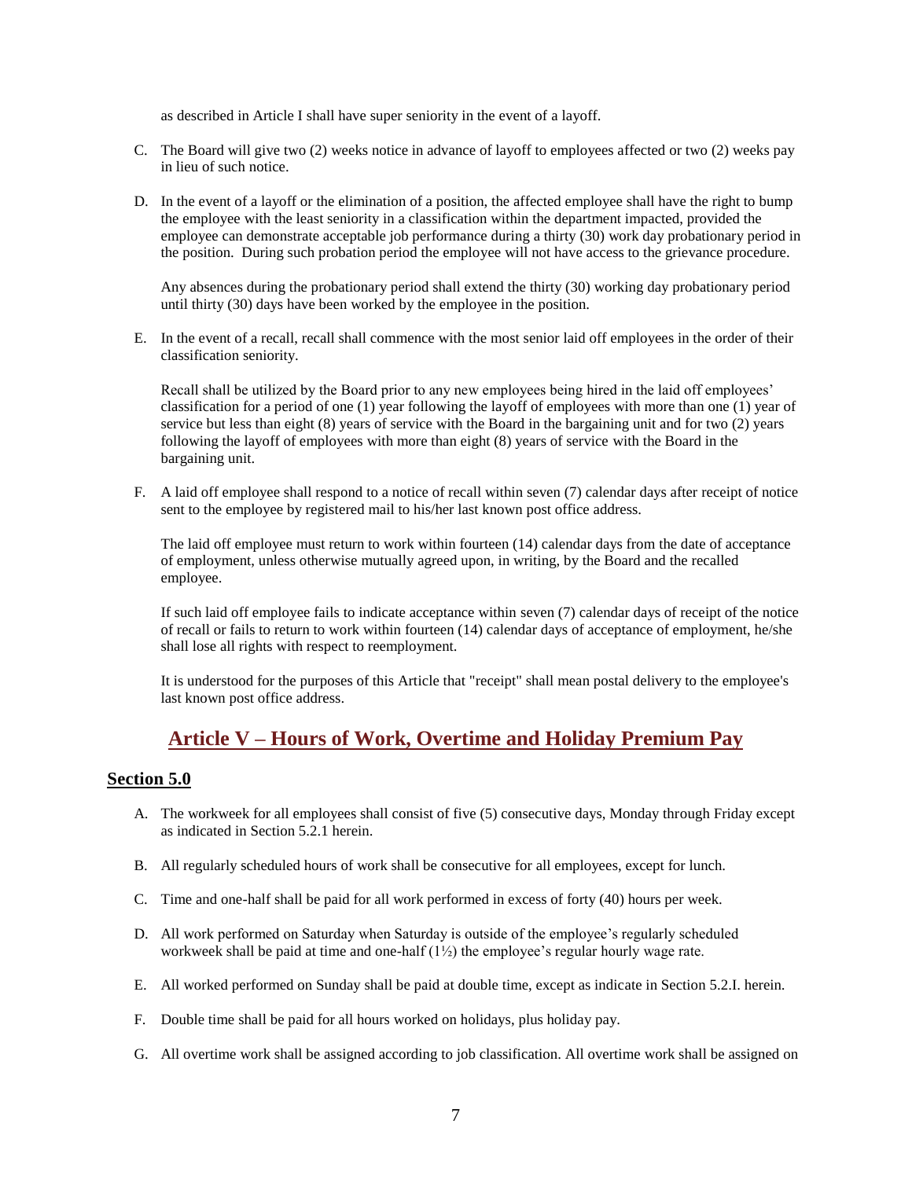as described in Article I shall have super seniority in the event of a layoff.

C. The Board will give two (2) weeks notice in advance of layoff to employees affected or two (2) weeks pay in lieu of such notice.

D. In the event of a layoff or the elimination of a position, the affected employee shall have the right to bump the employee with the least seniority in a classification within the department impacted, provided the employee can demonstrate acceptable job performance during a thirty (30) work day probationary period in the position. During such probation period the employee will not have access to the grievance procedure.

   Any absences during the probationary period shall extend the thirty (30) working day probationary period until thirty (30) days have been worked by the employee in the position.

E. In the event of a recall, recall shall commence with the most senior laid off employees in the order of their classification seniority.

   Recall shall be utilized by the Board prior to any new employees being hired in the laid off employees' classification for a period of one (1) year following the layoff of employees with more than one (1) year of service but less than eight (8) years of service with the Board in the bargaining unit and for two (2) years following the layoff of employees with more than eight (8) years of service with the Board in the bargaining unit.

F. A laid off employee shall respond to a notice of recall within seven (7) calendar days after receipt of notice sent to the employee by registered mail to his/her last known post office address.

   The laid off employee must return to work within fourteen (14) calendar days from the date of acceptance of employment, unless otherwise mutually agreed upon, in writing, by the Board and the recalled employee.

   If such laid off employee fails to indicate acceptance within seven (7) calendar days of receipt of the notice of recall or fails to return to work within fourteen (14) calendar days of acceptance of employment, he/she shall lose all rights with respect to reemployment.

   It is understood for the purposes of this Article that "receipt" shall mean postal delivery to the employee's last known post office address.

## Article V – Hours of Work, Overtime and Holiday Premium Pay

### Section 5.0

A. The workweek for all employees shall consist of five (5) consecutive days, Monday through Friday except as indicated in Section 5.2.1 herein.

B. All regularly scheduled hours of work shall be consecutive for all employees, except for lunch.

C. Time and one-half shall be paid for all work performed in excess of forty (40) hours per week.

D. All work performed on Saturday when Saturday is outside of the employee's regularly scheduled workweek shall be paid at time and one-half (1½) the employee's regular hourly wage rate.

E. All worked performed on Sunday shall be paid at double time, except as indicate in Section 5.2.I. herein.

F. Double time shall be paid for all hours worked on holidays, plus holiday pay.

G. All overtime work shall be assigned according to job classification. All overtime work shall be assigned on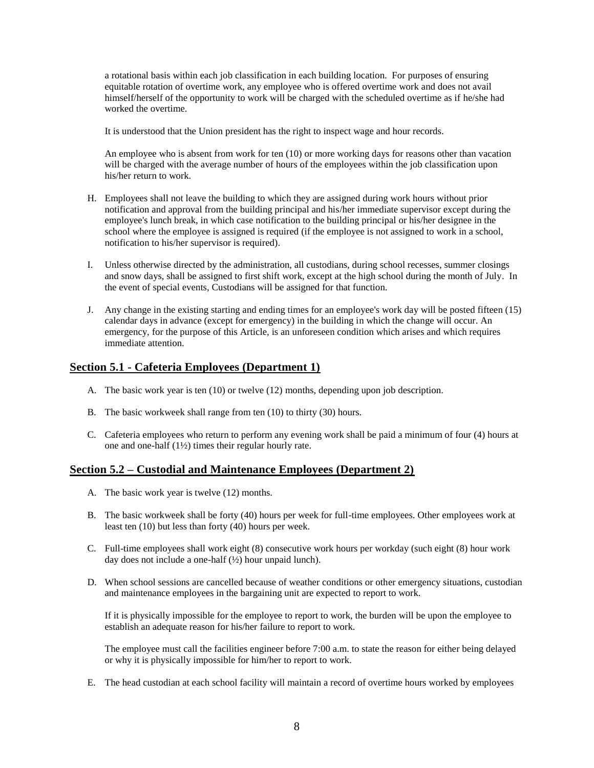a rotational basis within each job classification in each building location. For purposes of ensuring equitable rotation of overtime work, any employee who is offered overtime work and does not avail himself/herself of the opportunity to work will be charged with the scheduled overtime as if he/she had worked the overtime.

It is understood that the Union president has the right to inspect wage and hour records.

An employee who is absent from work for ten (10) or more working days for reasons other than vacation will be charged with the average number of hours of the employees within the job classification upon his/her return to work.

H. Employees shall not leave the building to which they are assigned during work hours without prior notification and approval from the building principal and his/her immediate supervisor except during the employee's lunch break, in which case notification to the building principal or his/her designee in the school where the employee is assigned is required (if the employee is not assigned to work in a school, notification to his/her supervisor is required).

I. Unless otherwise directed by the administration, all custodians, during school recesses, summer closings and snow days, shall be assigned to first shift work, except at the high school during the month of July. In the event of special events, Custodians will be assigned for that function.

J. Any change in the existing starting and ending times for an employee's work day will be posted fifteen (15) calendar days in advance (except for emergency) in the building in which the change will occur. An emergency, for the purpose of this Article, is an unforeseen condition which arises and which requires immediate attention.

## Section 5.1 - Cafeteria Employees (Department 1)

A. The basic work year is ten (10) or twelve (12) months, depending upon job description.

B. The basic workweek shall range from ten (10) to thirty (30) hours.

C. Cafeteria employees who return to perform any evening work shall be paid a minimum of four (4) hours at one and one-half (1½) times their regular hourly rate.

## Section 5.2 – Custodial and Maintenance Employees (Department 2)

A. The basic work year is twelve (12) months.

B. The basic workweek shall be forty (40) hours per week for full-time employees. Other employees work at least ten (10) but less than forty (40) hours per week.

C. Full-time employees shall work eight (8) consecutive work hours per workday (such eight (8) hour work day does not include a one-half (½) hour unpaid lunch).

D. When school sessions are cancelled because of weather conditions or other emergency situations, custodian and maintenance employees in the bargaining unit are expected to report to work.

If it is physically impossible for the employee to report to work, the burden will be upon the employee to establish an adequate reason for his/her failure to report to work.

The employee must call the facilities engineer before 7:00 a.m. to state the reason for either being delayed or why it is physically impossible for him/her to report to work.

E. The head custodian at each school facility will maintain a record of overtime hours worked by employees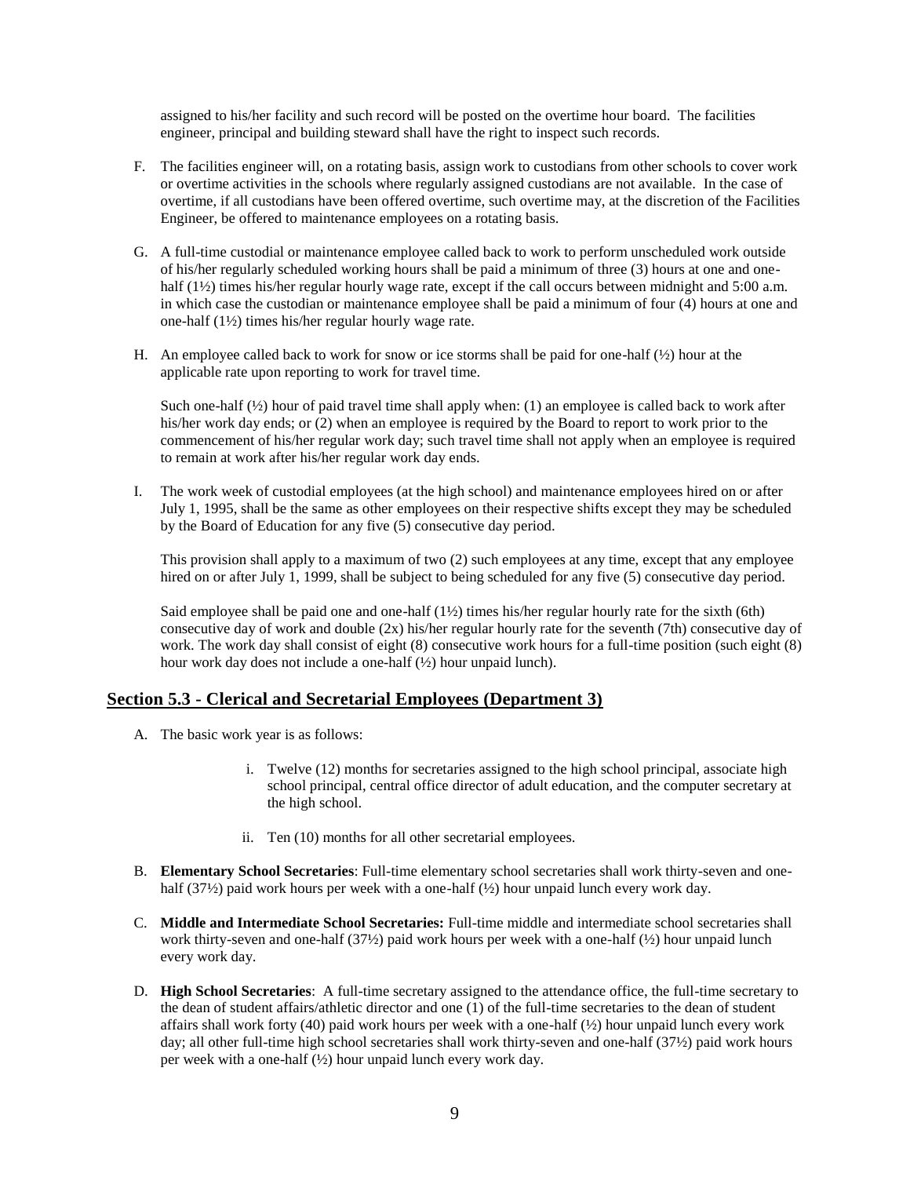assigned to his/her facility and such record will be posted on the overtime hour board. The facilities engineer, principal and building steward shall have the right to inspect such records.

F. The facilities engineer will, on a rotating basis, assign work to custodians from other schools to cover work or overtime activities in the schools where regularly assigned custodians are not available. In the case of overtime, if all custodians have been offered overtime, such overtime may, at the discretion of the Facilities Engineer, be offered to maintenance employees on a rotating basis.

G. A full-time custodial or maintenance employee called back to work to perform unscheduled work outside of his/her regularly scheduled working hours shall be paid a minimum of three (3) hours at one and one-half (1½) times his/her regular hourly wage rate, except if the call occurs between midnight and 5:00 a.m. in which case the custodian or maintenance employee shall be paid a minimum of four (4) hours at one and one-half (1½) times his/her regular hourly wage rate.

H. An employee called back to work for snow or ice storms shall be paid for one-half (½) hour at the applicable rate upon reporting to work for travel time.

   Such one-half (½) hour of paid travel time shall apply when: (1) an employee is called back to work after his/her work day ends; or (2) when an employee is required by the Board to report to work prior to the commencement of his/her regular work day; such travel time shall not apply when an employee is required to remain at work after his/her regular work day ends.

I. The work week of custodial employees (at the high school) and maintenance employees hired on or after July 1, 1995, shall be the same as other employees on their respective shifts except they may be scheduled by the Board of Education for any five (5) consecutive day period.

   This provision shall apply to a maximum of two (2) such employees at any time, except that any employee hired on or after July 1, 1999, shall be subject to being scheduled for any five (5) consecutive day period.

   Said employee shall be paid one and one-half (1½) times his/her regular hourly rate for the sixth (6th) consecutive day of work and double (2x) his/her regular hourly rate for the seventh (7th) consecutive day of work. The work day shall consist of eight (8) consecutive work hours for a full-time position (such eight (8) hour work day does not include a one-half (½) hour unpaid lunch).

## Section 5.3 - Clerical and Secretarial Employees (Department 3)

A. The basic work year is as follows:

   i. Twelve (12) months for secretaries assigned to the high school principal, associate high school principal, central office director of adult education, and the computer secretary at the high school.

   ii. Ten (10) months for all other secretarial employees.

B. **Elementary School Secretaries**: Full-time elementary school secretaries shall work thirty-seven and one-half (37½) paid work hours per week with a one-half (½) hour unpaid lunch every work day.

C. **Middle and Intermediate School Secretaries:** Full-time middle and intermediate school secretaries shall work thirty-seven and one-half (37½) paid work hours per week with a one-half (½) hour unpaid lunch every work day.

D. **High School Secretaries**: A full-time secretary assigned to the attendance office, the full-time secretary to the dean of student affairs/athletic director and one (1) of the full-time secretaries to the dean of student affairs shall work forty (40) paid work hours per week with a one-half (½) hour unpaid lunch every work day; all other full-time high school secretaries shall work thirty-seven and one-half (37½) paid work hours per week with a one-half (½) hour unpaid lunch every work day.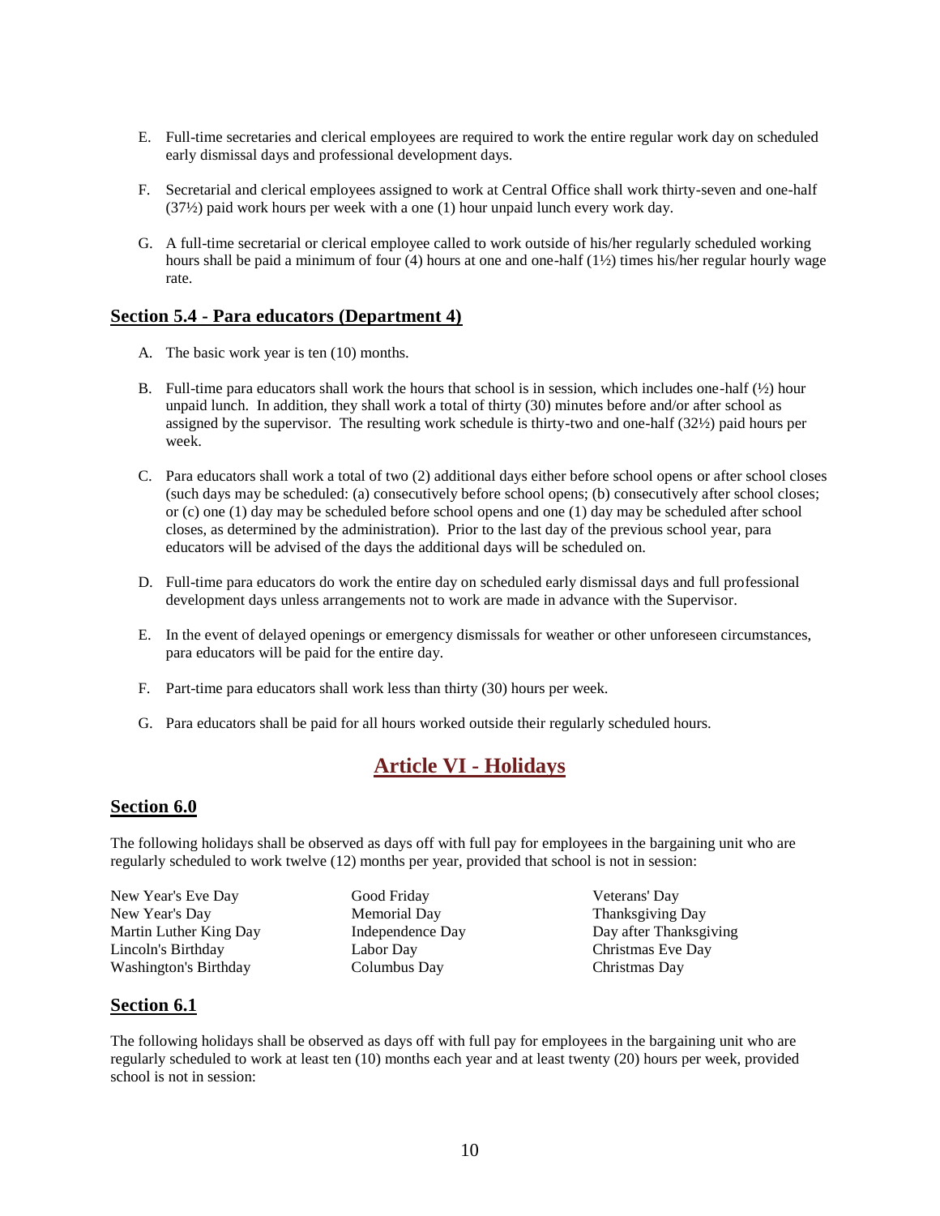E. Full-time secretaries and clerical employees are required to work the entire regular work day on scheduled early dismissal days and professional development days.

F. Secretarial and clerical employees assigned to work at Central Office shall work thirty-seven and one-half (37½) paid work hours per week with a one (1) hour unpaid lunch every work day.

G. A full-time secretarial or clerical employee called to work outside of his/her regularly scheduled working hours shall be paid a minimum of four (4) hours at one and one-half (1½) times his/her regular hourly wage rate.

### Section 5.4 - Para educators (Department 4)

A. The basic work year is ten (10) months.

B. Full-time para educators shall work the hours that school is in session, which includes one-half (½) hour unpaid lunch. In addition, they shall work a total of thirty (30) minutes before and/or after school as assigned by the supervisor. The resulting work schedule is thirty-two and one-half (32½) paid hours per week.

C. Para educators shall work a total of two (2) additional days either before school opens or after school closes (such days may be scheduled: (a) consecutively before school opens; (b) consecutively after school closes; or (c) one (1) day may be scheduled before school opens and one (1) day may be scheduled after school closes, as determined by the administration). Prior to the last day of the previous school year, para educators will be advised of the days the additional days will be scheduled on.

D. Full-time para educators do work the entire day on scheduled early dismissal days and full professional development days unless arrangements not to work are made in advance with the Supervisor.

E. In the event of delayed openings or emergency dismissals for weather or other unforeseen circumstances, para educators will be paid for the entire day.

F. Part-time para educators shall work less than thirty (30) hours per week.

G. Para educators shall be paid for all hours worked outside their regularly scheduled hours.

## Article VI - Holidays

### Section 6.0

The following holidays shall be observed as days off with full pay for employees in the bargaining unit who are regularly scheduled to work twelve (12) months per year, provided that school is not in session:

- New Year's Eve Day
- New Year's Day
- Martin Luther King Day
- Lincoln's Birthday
- Washington's Birthday
- Good Friday
- Memorial Day
- Independence Day
- Labor Day
- Columbus Day
- Veterans' Day
- Thanksgiving Day
- Day after Thanksgiving
- Christmas Eve Day
- Christmas Day

### Section 6.1

The following holidays shall be observed as days off with full pay for employees in the bargaining unit who are regularly scheduled to work at least ten (10) months each year and at least twenty (20) hours per week, provided school is not in session: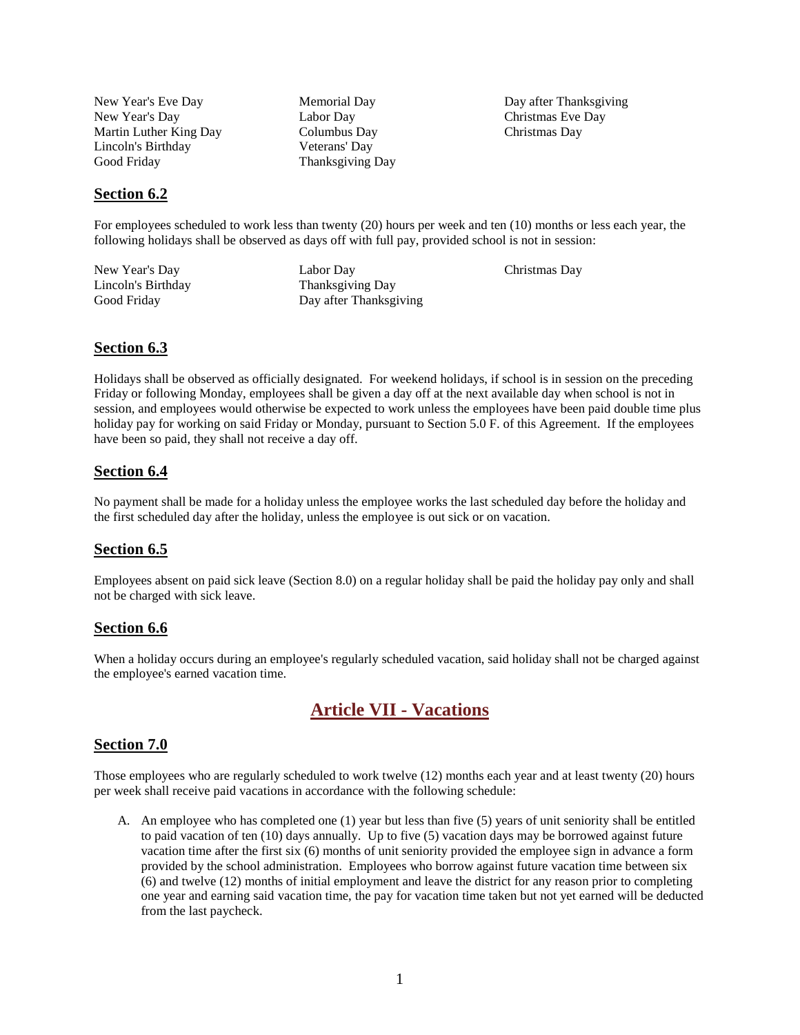| | | |
|---|---|---|
| New Year's Eve Day | Memorial Day | Day after Thanksgiving |
| New Year's Day | Labor Day | Christmas Eve Day |
| Martin Luther King Day | Columbus Day | Christmas Day |
| Lincoln's Birthday | Veterans' Day | |
| Good Friday | Thanksgiving Day | |

## Section 6.2

For employees scheduled to work less than twenty (20) hours per week and ten (10) months or less each year, the following holidays shall be observed as days off with full pay, provided school is not in session:

| | | |
|---|---|---|
| New Year's Day | Labor Day | Christmas Day |
| Lincoln's Birthday | Thanksgiving Day | |
| Good Friday | Day after Thanksgiving | |

## Section 6.3

Holidays shall be observed as officially designated. For weekend holidays, if school is in session on the preceding Friday or following Monday, employees shall be given a day off at the next available day when school is not in session, and employees would otherwise be expected to work unless the employees have been paid double time plus holiday pay for working on said Friday or Monday, pursuant to Section 5.0 F. of this Agreement. If the employees have been so paid, they shall not receive a day off.

## Section 6.4

No payment shall be made for a holiday unless the employee works the last scheduled day before the holiday and the first scheduled day after the holiday, unless the employee is out sick or on vacation.

## Section 6.5

Employees absent on paid sick leave (Section 8.0) on a regular holiday shall be paid the holiday pay only and shall not be charged with sick leave.

## Section 6.6

When a holiday occurs during an employee's regularly scheduled vacation, said holiday shall not be charged against the employee's earned vacation time.

# Article VII - Vacations

## Section 7.0

Those employees who are regularly scheduled to work twelve (12) months each year and at least twenty (20) hours per week shall receive paid vacations in accordance with the following schedule:

A. An employee who has completed one (1) year but less than five (5) years of unit seniority shall be entitled to paid vacation of ten (10) days annually. Up to five (5) vacation days may be borrowed against future vacation time after the first six (6) months of unit seniority provided the employee sign in advance a form provided by the school administration. Employees who borrow against future vacation time between six (6) and twelve (12) months of initial employment and leave the district for any reason prior to completing one year and earning said vacation time, the pay for vacation time taken but not yet earned will be deducted from the last paycheck.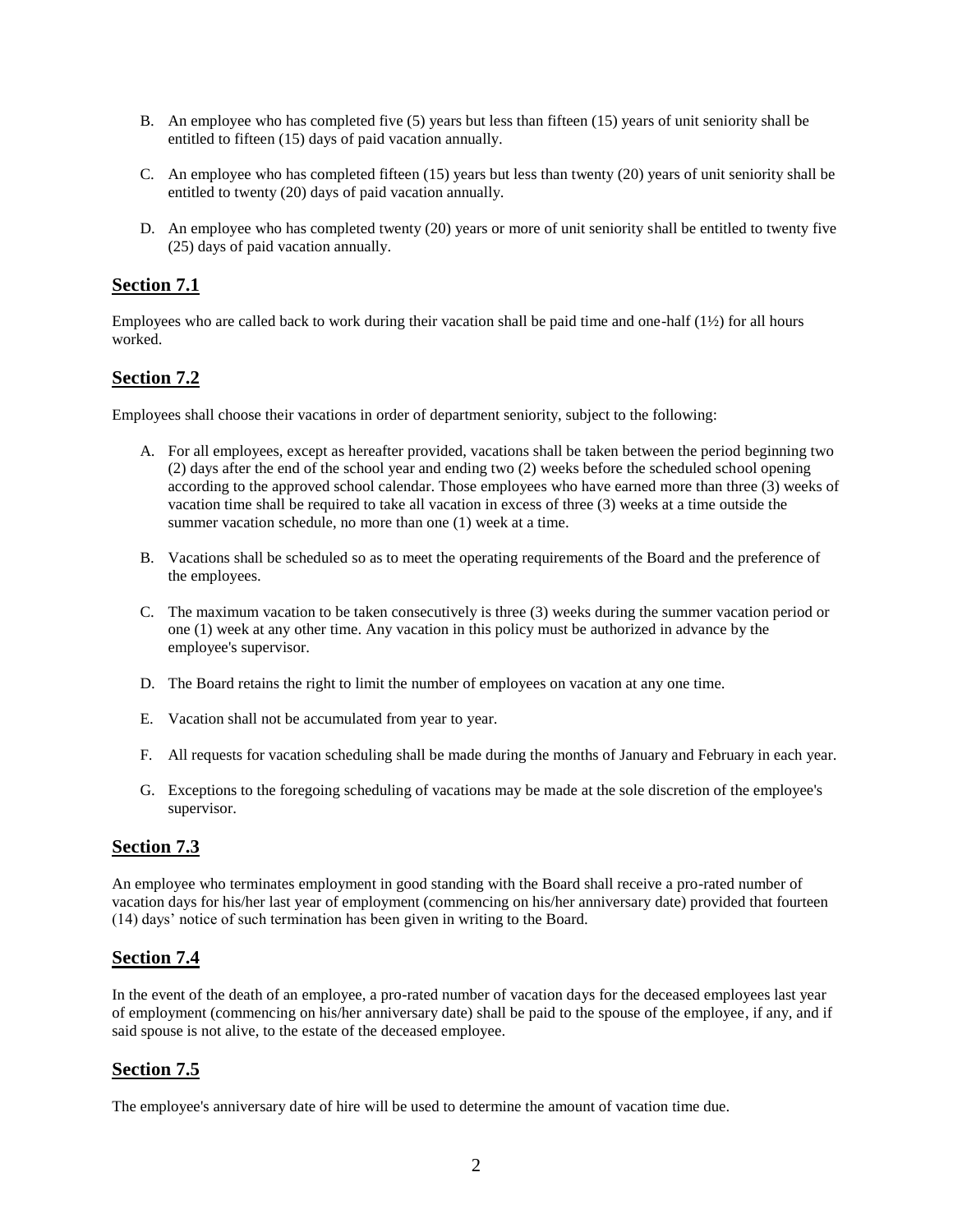B. An employee who has completed five (5) years but less than fifteen (15) years of unit seniority shall be entitled to fifteen (15) days of paid vacation annually.

C. An employee who has completed fifteen (15) years but less than twenty (20) years of unit seniority shall be entitled to twenty (20) days of paid vacation annually.

D. An employee who has completed twenty (20) years or more of unit seniority shall be entitled to twenty five (25) days of paid vacation annually.

## Section 7.1

Employees who are called back to work during their vacation shall be paid time and one-half (1½) for all hours worked.

## Section 7.2

Employees shall choose their vacations in order of department seniority, subject to the following:

A. For all employees, except as hereafter provided, vacations shall be taken between the period beginning two (2) days after the end of the school year and ending two (2) weeks before the scheduled school opening according to the approved school calendar. Those employees who have earned more than three (3) weeks of vacation time shall be required to take all vacation in excess of three (3) weeks at a time outside the summer vacation schedule, no more than one (1) week at a time.

B. Vacations shall be scheduled so as to meet the operating requirements of the Board and the preference of the employees.

C. The maximum vacation to be taken consecutively is three (3) weeks during the summer vacation period or one (1) week at any other time. Any vacation in this policy must be authorized in advance by the employee's supervisor.

D. The Board retains the right to limit the number of employees on vacation at any one time.

E. Vacation shall not be accumulated from year to year.

F. All requests for vacation scheduling shall be made during the months of January and February in each year.

G. Exceptions to the foregoing scheduling of vacations may be made at the sole discretion of the employee's supervisor.

## Section 7.3

An employee who terminates employment in good standing with the Board shall receive a pro-rated number of vacation days for his/her last year of employment (commencing on his/her anniversary date) provided that fourteen (14) days' notice of such termination has been given in writing to the Board.

## Section 7.4

In the event of the death of an employee, a pro-rated number of vacation days for the deceased employees last year of employment (commencing on his/her anniversary date) shall be paid to the spouse of the employee, if any, and if said spouse is not alive, to the estate of the deceased employee.

## Section 7.5

The employee's anniversary date of hire will be used to determine the amount of vacation time due.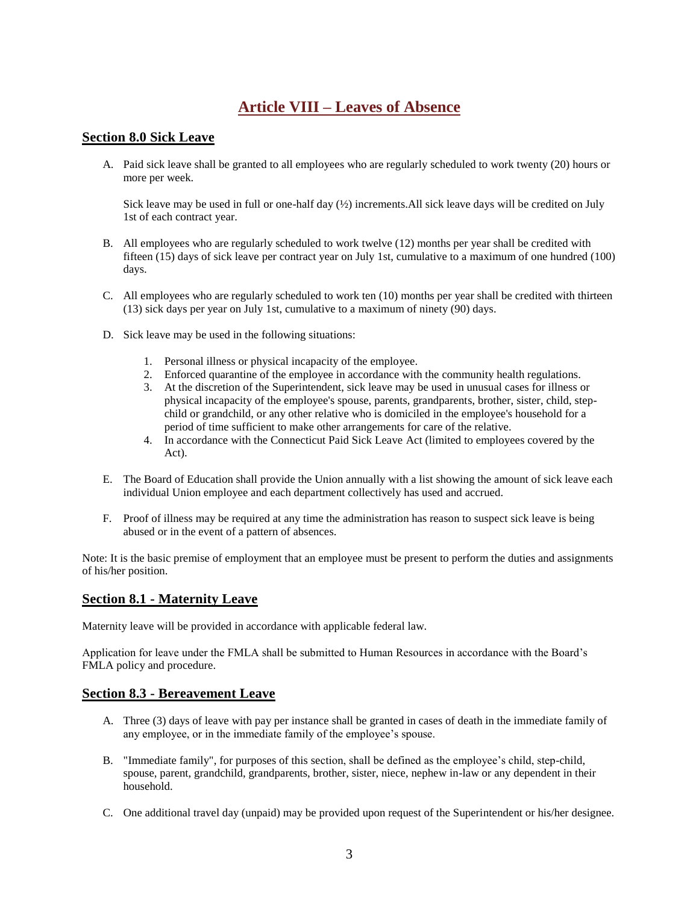# Article VIII – Leaves of Absence

## Section 8.0 Sick Leave

A. Paid sick leave shall be granted to all employees who are regularly scheduled to work twenty (20) hours or more per week.

   Sick leave may be used in full or one-half day (½) increments.All sick leave days will be credited on July 1st of each contract year.

B. All employees who are regularly scheduled to work twelve (12) months per year shall be credited with fifteen (15) days of sick leave per contract year on July 1st, cumulative to a maximum of one hundred (100) days.

C. All employees who are regularly scheduled to work ten (10) months per year shall be credited with thirteen (13) sick days per year on July 1st, cumulative to a maximum of ninety (90) days.

D. Sick leave may be used in the following situations:

   1. Personal illness or physical incapacity of the employee.
   2. Enforced quarantine of the employee in accordance with the community health regulations.
   3. At the discretion of the Superintendent, sick leave may be used in unusual cases for illness or physical incapacity of the employee's spouse, parents, grandparents, brother, sister, child, step-child or grandchild, or any other relative who is domiciled in the employee's household for a period of time sufficient to make other arrangements for care of the relative.
   4. In accordance with the Connecticut Paid Sick Leave Act (limited to employees covered by the Act).

E. The Board of Education shall provide the Union annually with a list showing the amount of sick leave each individual Union employee and each department collectively has used and accrued.

F. Proof of illness may be required at any time the administration has reason to suspect sick leave is being abused or in the event of a pattern of absences.

Note: It is the basic premise of employment that an employee must be present to perform the duties and assignments of his/her position.

## Section 8.1 - Maternity Leave

Maternity leave will be provided in accordance with applicable federal law.

Application for leave under the FMLA shall be submitted to Human Resources in accordance with the Board's FMLA policy and procedure.

## Section 8.3 - Bereavement Leave

A. Three (3) days of leave with pay per instance shall be granted in cases of death in the immediate family of any employee, or in the immediate family of the employee's spouse.

B. "Immediate family", for purposes of this section, shall be defined as the employee's child, step-child, spouse, parent, grandchild, grandparents, brother, sister, niece, nephew in-law or any dependent in their household.

C. One additional travel day (unpaid) may be provided upon request of the Superintendent or his/her designee.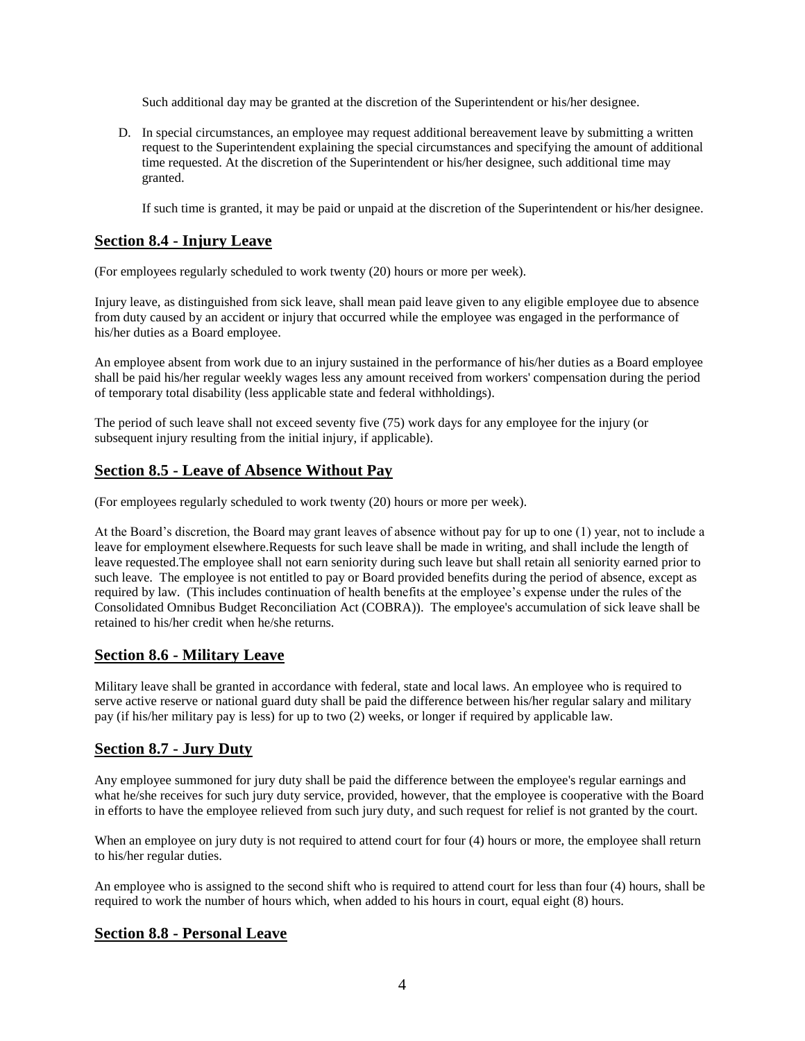Such additional day may be granted at the discretion of the Superintendent or his/her designee.

D. In special circumstances, an employee may request additional bereavement leave by submitting a written request to the Superintendent explaining the special circumstances and specifying the amount of additional time requested. At the discretion of the Superintendent or his/her designee, such additional time may granted.

   If such time is granted, it may be paid or unpaid at the discretion of the Superintendent or his/her designee.

## Section 8.4 - Injury Leave

(For employees regularly scheduled to work twenty (20) hours or more per week).

Injury leave, as distinguished from sick leave, shall mean paid leave given to any eligible employee due to absence from duty caused by an accident or injury that occurred while the employee was engaged in the performance of his/her duties as a Board employee.

An employee absent from work due to an injury sustained in the performance of his/her duties as a Board employee shall be paid his/her regular weekly wages less any amount received from workers' compensation during the period of temporary total disability (less applicable state and federal withholdings).

The period of such leave shall not exceed seventy five (75) work days for any employee for the injury (or subsequent injury resulting from the initial injury, if applicable).

## Section 8.5 - Leave of Absence Without Pay

(For employees regularly scheduled to work twenty (20) hours or more per week).

At the Board's discretion, the Board may grant leaves of absence without pay for up to one (1) year, not to include a leave for employment elsewhere.Requests for such leave shall be made in writing, and shall include the length of leave requested.The employee shall not earn seniority during such leave but shall retain all seniority earned prior to such leave. The employee is not entitled to pay or Board provided benefits during the period of absence, except as required by law. (This includes continuation of health benefits at the employee's expense under the rules of the Consolidated Omnibus Budget Reconciliation Act (COBRA)). The employee's accumulation of sick leave shall be retained to his/her credit when he/she returns.

## Section 8.6 - Military Leave

Military leave shall be granted in accordance with federal, state and local laws. An employee who is required to serve active reserve or national guard duty shall be paid the difference between his/her regular salary and military pay (if his/her military pay is less) for up to two (2) weeks, or longer if required by applicable law.

## Section 8.7 - Jury Duty

Any employee summoned for jury duty shall be paid the difference between the employee's regular earnings and what he/she receives for such jury duty service, provided, however, that the employee is cooperative with the Board in efforts to have the employee relieved from such jury duty, and such request for relief is not granted by the court.

When an employee on jury duty is not required to attend court for four (4) hours or more, the employee shall return to his/her regular duties.

An employee who is assigned to the second shift who is required to attend court for less than four (4) hours, shall be required to work the number of hours which, when added to his hours in court, equal eight (8) hours.

## Section 8.8 - Personal Leave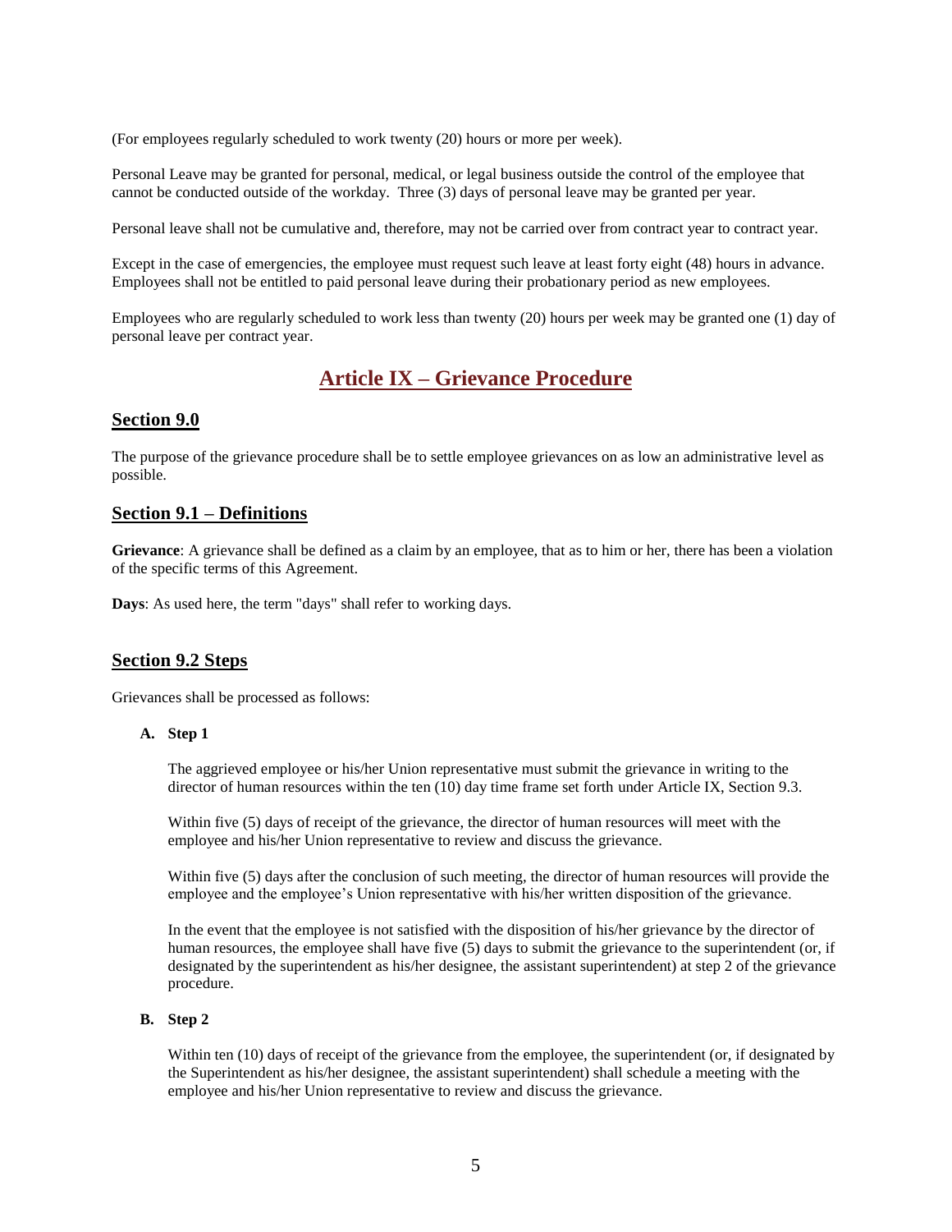(For employees regularly scheduled to work twenty (20) hours or more per week).

Personal Leave may be granted for personal, medical, or legal business outside the control of the employee that cannot be conducted outside of the workday. Three (3) days of personal leave may be granted per year.

Personal leave shall not be cumulative and, therefore, may not be carried over from contract year to contract year.

Except in the case of emergencies, the employee must request such leave at least forty eight (48) hours in advance. Employees shall not be entitled to paid personal leave during their probationary period as new employees.

Employees who are regularly scheduled to work less than twenty (20) hours per week may be granted one (1) day of personal leave per contract year.

# Article IX – Grievance Procedure

## Section 9.0

The purpose of the grievance procedure shall be to settle employee grievances on as low an administrative level as possible.

## Section 9.1 – Definitions

**Grievance**: A grievance shall be defined as a claim by an employee, that as to him or her, there has been a violation of the specific terms of this Agreement.

**Days**: As used here, the term "days" shall refer to working days.

## Section 9.2 Steps

Grievances shall be processed as follows:

**A. Step 1**

The aggrieved employee or his/her Union representative must submit the grievance in writing to the director of human resources within the ten (10) day time frame set forth under Article IX, Section 9.3.

Within five (5) days of receipt of the grievance, the director of human resources will meet with the employee and his/her Union representative to review and discuss the grievance.

Within five (5) days after the conclusion of such meeting, the director of human resources will provide the employee and the employee's Union representative with his/her written disposition of the grievance.

In the event that the employee is not satisfied with the disposition of his/her grievance by the director of human resources, the employee shall have five (5) days to submit the grievance to the superintendent (or, if designated by the superintendent as his/her designee, the assistant superintendent) at step 2 of the grievance procedure.

**B. Step 2**

Within ten (10) days of receipt of the grievance from the employee, the superintendent (or, if designated by the Superintendent as his/her designee, the assistant superintendent) shall schedule a meeting with the employee and his/her Union representative to review and discuss the grievance.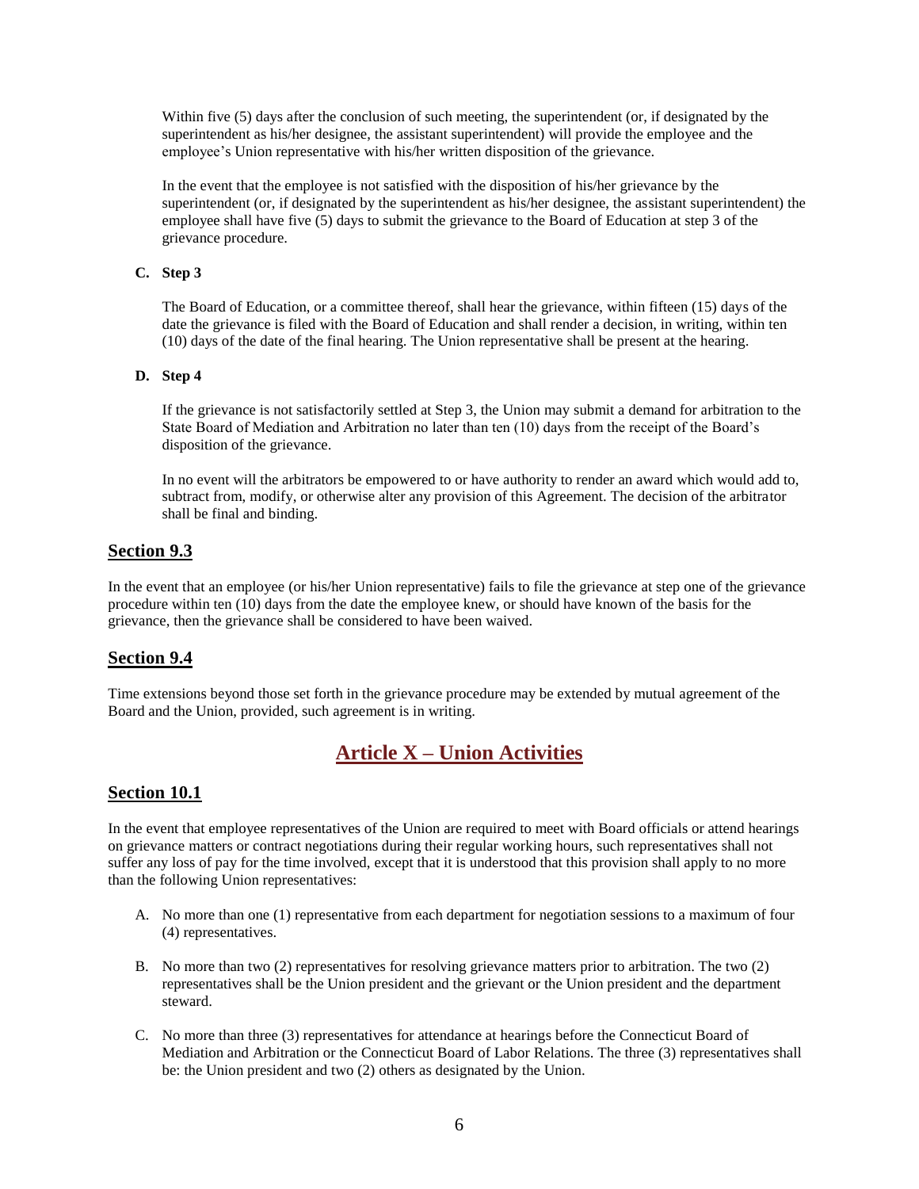Within five (5) days after the conclusion of such meeting, the superintendent (or, if designated by the superintendent as his/her designee, the assistant superintendent) will provide the employee and the employee's Union representative with his/her written disposition of the grievance.

In the event that the employee is not satisfied with the disposition of his/her grievance by the superintendent (or, if designated by the superintendent as his/her designee, the assistant superintendent) the employee shall have five (5) days to submit the grievance to the Board of Education at step 3 of the grievance procedure.

**C. Step 3**

The Board of Education, or a committee thereof, shall hear the grievance, within fifteen (15) days of the date the grievance is filed with the Board of Education and shall render a decision, in writing, within ten (10) days of the date of the final hearing. The Union representative shall be present at the hearing.

**D. Step 4**

If the grievance is not satisfactorily settled at Step 3, the Union may submit a demand for arbitration to the State Board of Mediation and Arbitration no later than ten (10) days from the receipt of the Board's disposition of the grievance.

In no event will the arbitrators be empowered to or have authority to render an award which would add to, subtract from, modify, or otherwise alter any provision of this Agreement. The decision of the arbitrator shall be final and binding.

## Section 9.3

In the event that an employee (or his/her Union representative) fails to file the grievance at step one of the grievance procedure within ten (10) days from the date the employee knew, or should have known of the basis for the grievance, then the grievance shall be considered to have been waived.

## Section 9.4

Time extensions beyond those set forth in the grievance procedure may be extended by mutual agreement of the Board and the Union, provided, such agreement is in writing.

# Article X – Union Activities

## Section 10.1

In the event that employee representatives of the Union are required to meet with Board officials or attend hearings on grievance matters or contract negotiations during their regular working hours, such representatives shall not suffer any loss of pay for the time involved, except that it is understood that this provision shall apply to no more than the following Union representatives:

A. No more than one (1) representative from each department for negotiation sessions to a maximum of four (4) representatives.

B. No more than two (2) representatives for resolving grievance matters prior to arbitration. The two (2) representatives shall be the Union president and the grievant or the Union president and the department steward.

C. No more than three (3) representatives for attendance at hearings before the Connecticut Board of Mediation and Arbitration or the Connecticut Board of Labor Relations. The three (3) representatives shall be: the Union president and two (2) others as designated by the Union.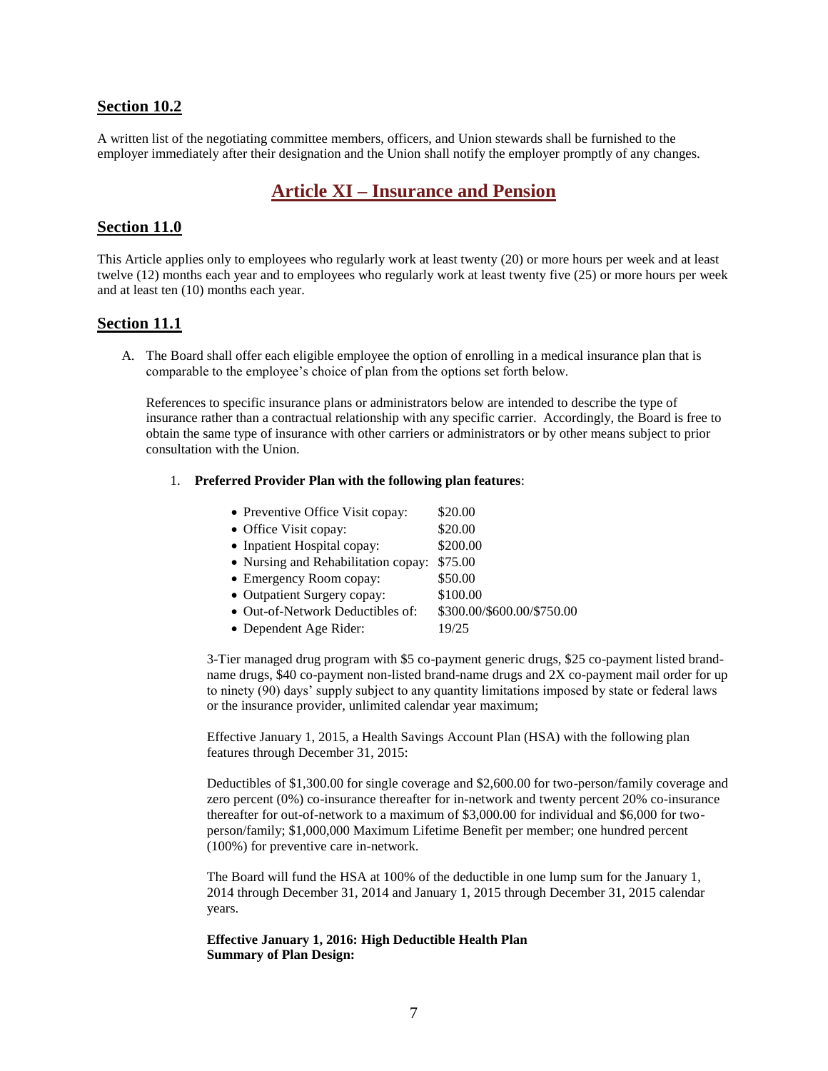## Section 10.2

A written list of the negotiating committee members, officers, and Union stewards shall be furnished to the employer immediately after their designation and the Union shall notify the employer promptly of any changes.

# Article XI – Insurance and Pension

## Section 11.0

This Article applies only to employees who regularly work at least twenty (20) or more hours per week and at least twelve (12) months each year and to employees who regularly work at least twenty five (25) or more hours per week and at least ten (10) months each year.

## Section 11.1

A. The Board shall offer each eligible employee the option of enrolling in a medical insurance plan that is comparable to the employee's choice of plan from the options set forth below.

   References to specific insurance plans or administrators below are intended to describe the type of insurance rather than a contractual relationship with any specific carrier. Accordingly, the Board is free to obtain the same type of insurance with other carriers or administrators or by other means subject to prior consultation with the Union.

   1. **Preferred Provider Plan with the following plan features**:

      - Preventive Office Visit copay: $20.00
      - Office Visit copay: $20.00
      - Inpatient Hospital copay: $200.00
      - Nursing and Rehabilitation copay: $75.00
      - Emergency Room copay: $50.00
      - Outpatient Surgery copay: $100.00
      - Out-of-Network Deductibles of: $300.00/$600.00/$750.00
      - Dependent Age Rider: 19/25

      3-Tier managed drug program with $5 co-payment generic drugs, $25 co-payment listed brand-name drugs, $40 co-payment non-listed brand-name drugs and 2X co-payment mail order for up to ninety (90) days' supply subject to any quantity limitations imposed by state or federal laws or the insurance provider, unlimited calendar year maximum;

      Effective January 1, 2015, a Health Savings Account Plan (HSA) with the following plan features through December 31, 2015:

      Deductibles of $1,300.00 for single coverage and $2,600.00 for two-person/family coverage and zero percent (0%) co-insurance thereafter for in-network and twenty percent 20% co-insurance thereafter for out-of-network to a maximum of $3,000.00 for individual and $6,000 for two-person/family; $1,000,000 Maximum Lifetime Benefit per member; one hundred percent (100%) for preventive care in-network.

      The Board will fund the HSA at 100% of the deductible in one lump sum for the January 1, 2014 through December 31, 2014 and January 1, 2015 through December 31, 2015 calendar years.

      **Effective January 1, 2016: High Deductible Health Plan**
      **Summary of Plan Design:**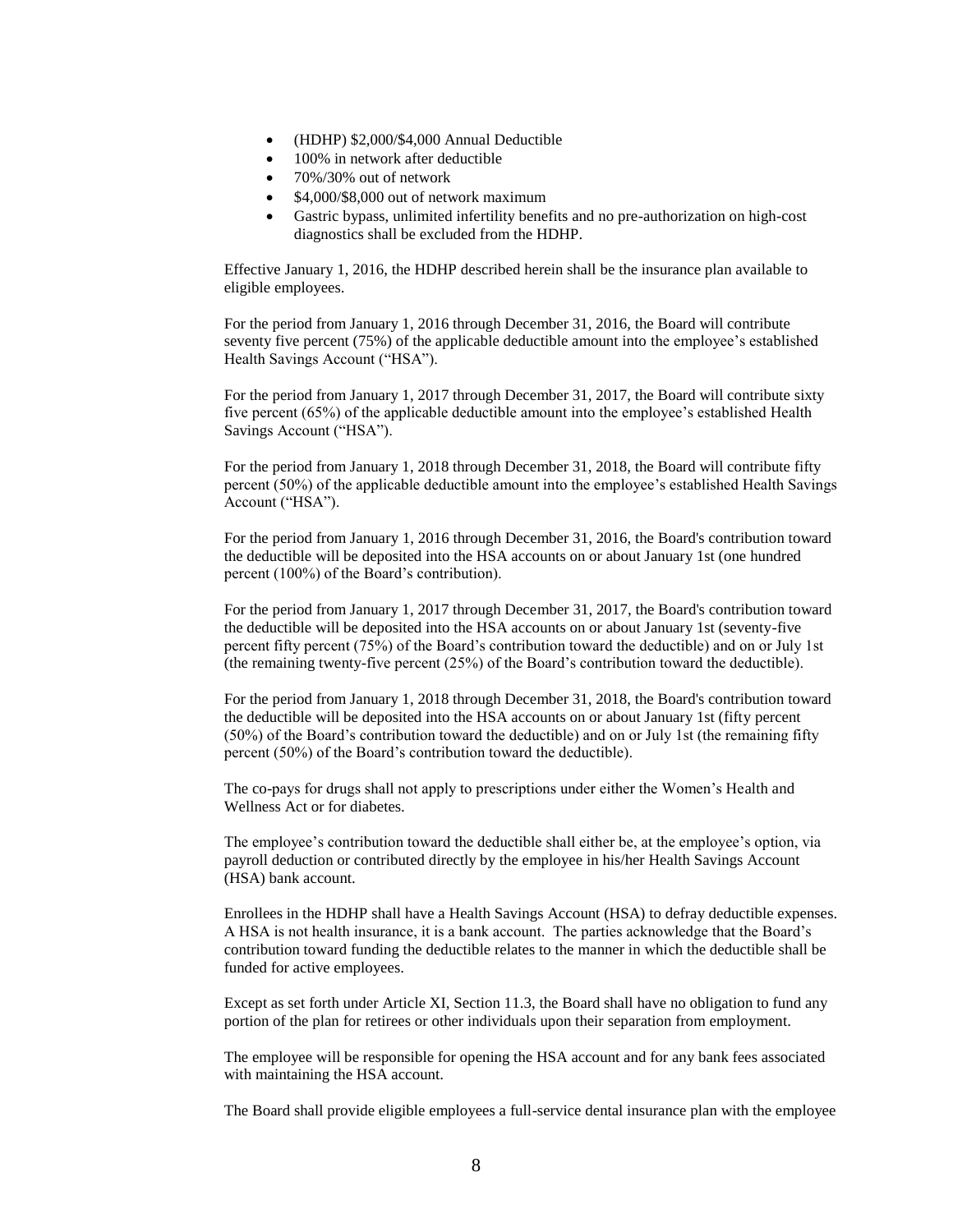- (HDHP) $2,000/$4,000 Annual Deductible
- 100% in network after deductible
- 70%/30% out of network
- $4,000/$8,000 out of network maximum
- Gastric bypass, unlimited infertility benefits and no pre-authorization on high-cost diagnostics shall be excluded from the HDHP.

Effective January 1, 2016, the HDHP described herein shall be the insurance plan available to eligible employees.

For the period from January 1, 2016 through December 31, 2016, the Board will contribute seventy five percent (75%) of the applicable deductible amount into the employee's established Health Savings Account ("HSA").

For the period from January 1, 2017 through December 31, 2017, the Board will contribute sixty five percent (65%) of the applicable deductible amount into the employee's established Health Savings Account ("HSA").

For the period from January 1, 2018 through December 31, 2018, the Board will contribute fifty percent (50%) of the applicable deductible amount into the employee's established Health Savings Account ("HSA").

For the period from January 1, 2016 through December 31, 2016, the Board's contribution toward the deductible will be deposited into the HSA accounts on or about January 1st (one hundred percent (100%) of the Board's contribution).

For the period from January 1, 2017 through December 31, 2017, the Board's contribution toward the deductible will be deposited into the HSA accounts on or about January 1st (seventy-five percent fifty percent (75%) of the Board's contribution toward the deductible) and on or July 1st (the remaining twenty-five percent (25%) of the Board's contribution toward the deductible).

For the period from January 1, 2018 through December 31, 2018, the Board's contribution toward the deductible will be deposited into the HSA accounts on or about January 1st (fifty percent (50%) of the Board's contribution toward the deductible) and on or July 1st (the remaining fifty percent (50%) of the Board's contribution toward the deductible).

The co-pays for drugs shall not apply to prescriptions under either the Women's Health and Wellness Act or for diabetes.

The employee's contribution toward the deductible shall either be, at the employee's option, via payroll deduction or contributed directly by the employee in his/her Health Savings Account (HSA) bank account.

Enrollees in the HDHP shall have a Health Savings Account (HSA) to defray deductible expenses. A HSA is not health insurance, it is a bank account. The parties acknowledge that the Board's contribution toward funding the deductible relates to the manner in which the deductible shall be funded for active employees.

Except as set forth under Article XI, Section 11.3, the Board shall have no obligation to fund any portion of the plan for retirees or other individuals upon their separation from employment.

The employee will be responsible for opening the HSA account and for any bank fees associated with maintaining the HSA account.

The Board shall provide eligible employees a full-service dental insurance plan with the employee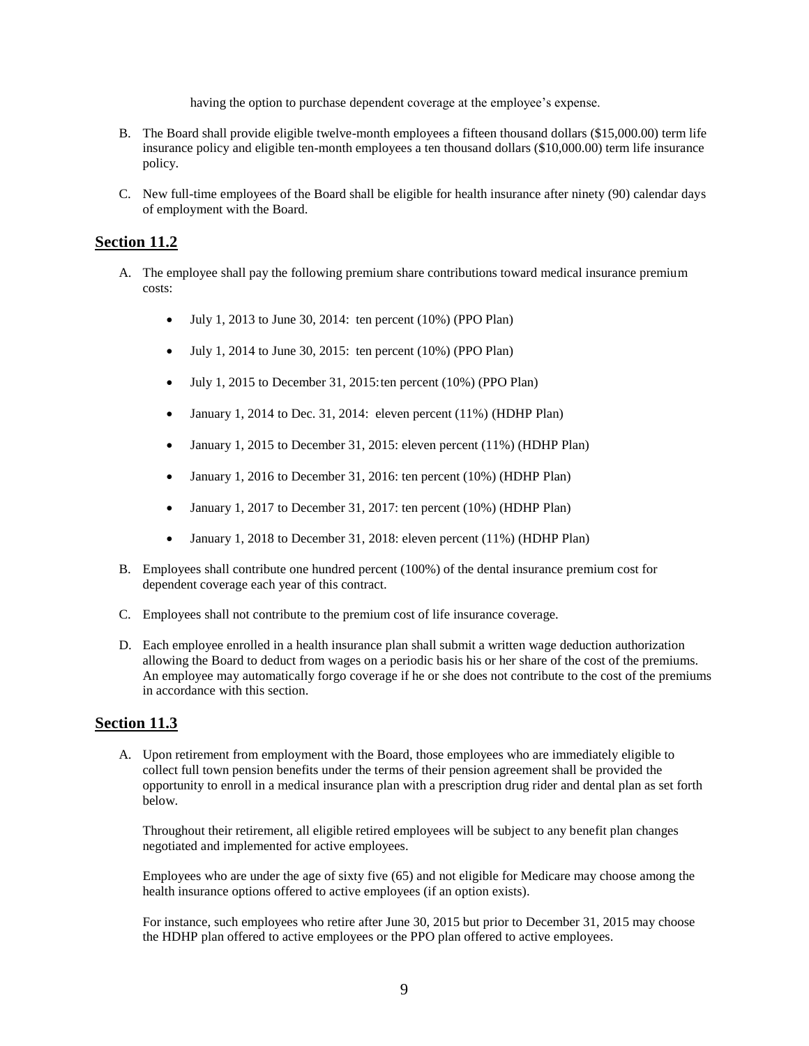having the option to purchase dependent coverage at the employee's expense.

B. The Board shall provide eligible twelve-month employees a fifteen thousand dollars ($15,000.00) term life insurance policy and eligible ten-month employees a ten thousand dollars ($10,000.00) term life insurance policy.

C. New full-time employees of the Board shall be eligible for health insurance after ninety (90) calendar days of employment with the Board.

## Section 11.2

A. The employee shall pay the following premium share contributions toward medical insurance premium costs:

- July 1, 2013 to June 30, 2014: ten percent (10%) (PPO Plan)
- July 1, 2014 to June 30, 2015: ten percent (10%) (PPO Plan)
- July 1, 2015 to December 31, 2015: ten percent (10%) (PPO Plan)
- January 1, 2014 to Dec. 31, 2014: eleven percent (11%) (HDHP Plan)
- January 1, 2015 to December 31, 2015: eleven percent (11%) (HDHP Plan)
- January 1, 2016 to December 31, 2016: ten percent (10%) (HDHP Plan)
- January 1, 2017 to December 31, 2017: ten percent (10%) (HDHP Plan)
- January 1, 2018 to December 31, 2018: eleven percent (11%) (HDHP Plan)

B. Employees shall contribute one hundred percent (100%) of the dental insurance premium cost for dependent coverage each year of this contract.

C. Employees shall not contribute to the premium cost of life insurance coverage.

D. Each employee enrolled in a health insurance plan shall submit a written wage deduction authorization allowing the Board to deduct from wages on a periodic basis his or her share of the cost of the premiums. An employee may automatically forgo coverage if he or she does not contribute to the cost of the premiums in accordance with this section.

## Section 11.3

A. Upon retirement from employment with the Board, those employees who are immediately eligible to collect full town pension benefits under the terms of their pension agreement shall be provided the opportunity to enroll in a medical insurance plan with a prescription drug rider and dental plan as set forth below.

Throughout their retirement, all eligible retired employees will be subject to any benefit plan changes negotiated and implemented for active employees.

Employees who are under the age of sixty five (65) and not eligible for Medicare may choose among the health insurance options offered to active employees (if an option exists).

For instance, such employees who retire after June 30, 2015 but prior to December 31, 2015 may choose the HDHP plan offered to active employees or the PPO plan offered to active employees.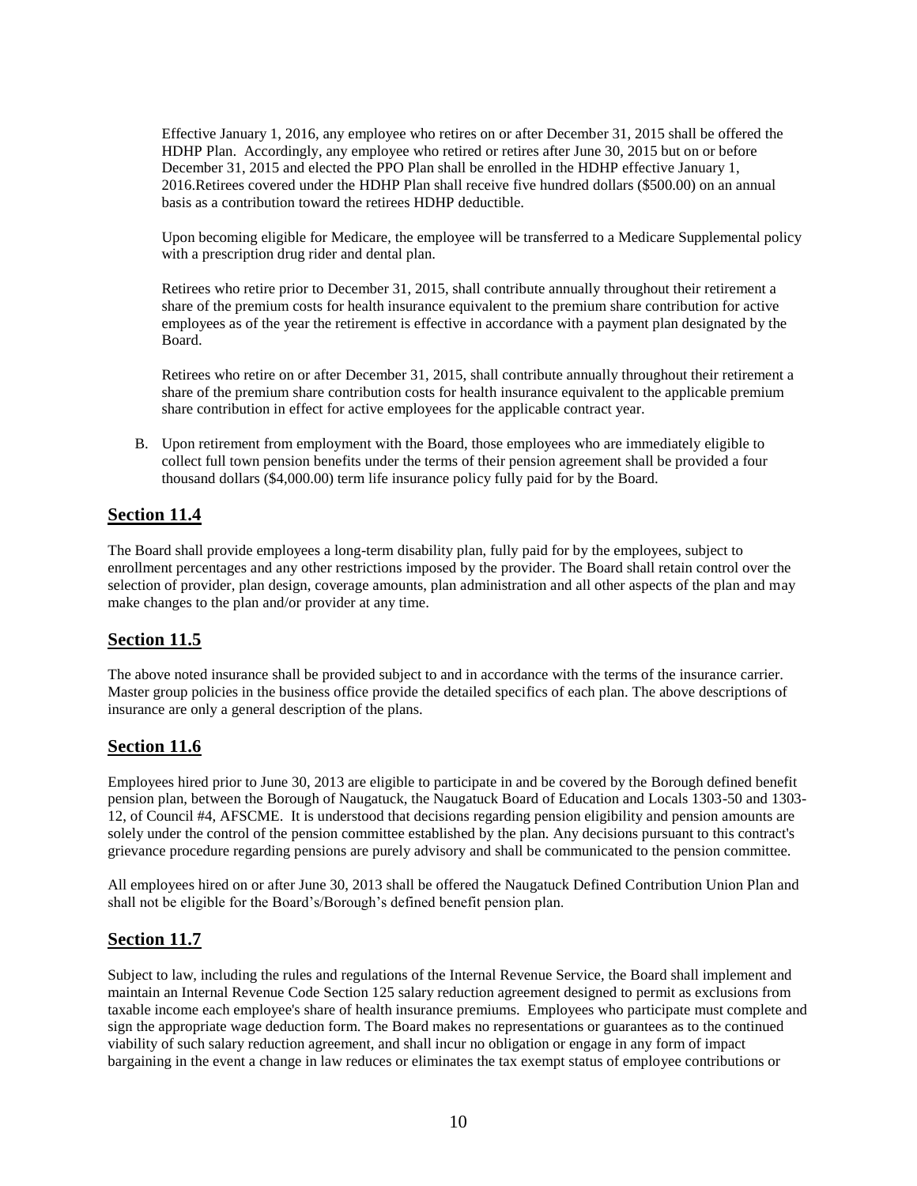Effective January 1, 2016, any employee who retires on or after December 31, 2015 shall be offered the HDHP Plan. Accordingly, any employee who retired or retires after June 30, 2015 but on or before December 31, 2015 and elected the PPO Plan shall be enrolled in the HDHP effective January 1, 2016.Retirees covered under the HDHP Plan shall receive five hundred dollars ($500.00) on an annual basis as a contribution toward the retirees HDHP deductible.

Upon becoming eligible for Medicare, the employee will be transferred to a Medicare Supplemental policy with a prescription drug rider and dental plan.

Retirees who retire prior to December 31, 2015, shall contribute annually throughout their retirement a share of the premium costs for health insurance equivalent to the premium share contribution for active employees as of the year the retirement is effective in accordance with a payment plan designated by the Board.

Retirees who retire on or after December 31, 2015, shall contribute annually throughout their retirement a share of the premium share contribution costs for health insurance equivalent to the applicable premium share contribution in effect for active employees for the applicable contract year.

B. Upon retirement from employment with the Board, those employees who are immediately eligible to collect full town pension benefits under the terms of their pension agreement shall be provided a four thousand dollars ($4,000.00) term life insurance policy fully paid for by the Board.

## Section 11.4

The Board shall provide employees a long-term disability plan, fully paid for by the employees, subject to enrollment percentages and any other restrictions imposed by the provider. The Board shall retain control over the selection of provider, plan design, coverage amounts, plan administration and all other aspects of the plan and may make changes to the plan and/or provider at any time.

## Section 11.5

The above noted insurance shall be provided subject to and in accordance with the terms of the insurance carrier. Master group policies in the business office provide the detailed specifics of each plan. The above descriptions of insurance are only a general description of the plans.

## Section 11.6

Employees hired prior to June 30, 2013 are eligible to participate in and be covered by the Borough defined benefit pension plan, between the Borough of Naugatuck, the Naugatuck Board of Education and Locals 1303-50 and 1303-12, of Council #4, AFSCME. It is understood that decisions regarding pension eligibility and pension amounts are solely under the control of the pension committee established by the plan. Any decisions pursuant to this contract's grievance procedure regarding pensions are purely advisory and shall be communicated to the pension committee.

All employees hired on or after June 30, 2013 shall be offered the Naugatuck Defined Contribution Union Plan and shall not be eligible for the Board's/Borough's defined benefit pension plan.

## Section 11.7

Subject to law, including the rules and regulations of the Internal Revenue Service, the Board shall implement and maintain an Internal Revenue Code Section 125 salary reduction agreement designed to permit as exclusions from taxable income each employee's share of health insurance premiums. Employees who participate must complete and sign the appropriate wage deduction form. The Board makes no representations or guarantees as to the continued viability of such salary reduction agreement, and shall incur no obligation or engage in any form of impact bargaining in the event a change in law reduces or eliminates the tax exempt status of employee contributions or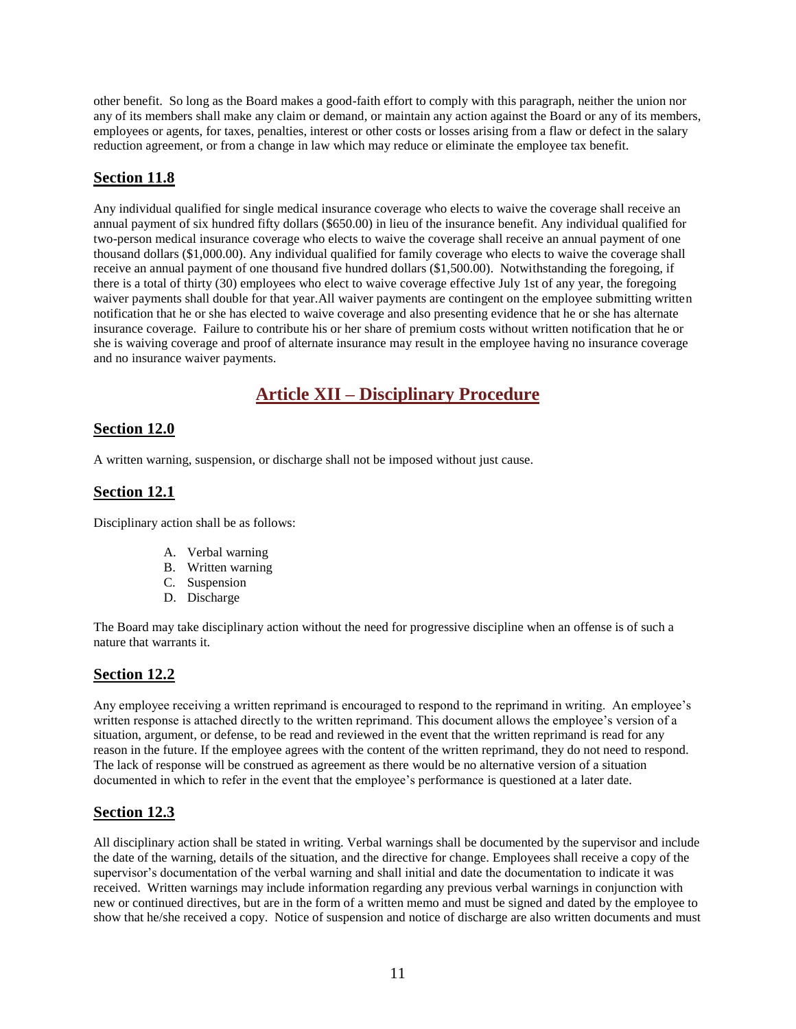other benefit. So long as the Board makes a good-faith effort to comply with this paragraph, neither the union nor any of its members shall make any claim or demand, or maintain any action against the Board or any of its members, employees or agents, for taxes, penalties, interest or other costs or losses arising from a flaw or defect in the salary reduction agreement, or from a change in law which may reduce or eliminate the employee tax benefit.

### Section 11.8

Any individual qualified for single medical insurance coverage who elects to waive the coverage shall receive an annual payment of six hundred fifty dollars ($650.00) in lieu of the insurance benefit. Any individual qualified for two-person medical insurance coverage who elects to waive the coverage shall receive an annual payment of one thousand dollars ($1,000.00). Any individual qualified for family coverage who elects to waive the coverage shall receive an annual payment of one thousand five hundred dollars ($1,500.00). Notwithstanding the foregoing, if there is a total of thirty (30) employees who elect to waive coverage effective July 1st of any year, the foregoing waiver payments shall double for that year.All waiver payments are contingent on the employee submitting written notification that he or she has elected to waive coverage and also presenting evidence that he or she has alternate insurance coverage. Failure to contribute his or her share of premium costs without written notification that he or she is waiving coverage and proof of alternate insurance may result in the employee having no insurance coverage and no insurance waiver payments.

## Article XII – Disciplinary Procedure

### Section 12.0

A written warning, suspension, or discharge shall not be imposed without just cause.

### Section 12.1

Disciplinary action shall be as follows:

A. Verbal warning
B. Written warning
C. Suspension
D. Discharge

The Board may take disciplinary action without the need for progressive discipline when an offense is of such a nature that warrants it.

### Section 12.2

Any employee receiving a written reprimand is encouraged to respond to the reprimand in writing. An employee's written response is attached directly to the written reprimand. This document allows the employee's version of a situation, argument, or defense, to be read and reviewed in the event that the written reprimand is read for any reason in the future. If the employee agrees with the content of the written reprimand, they do not need to respond. The lack of response will be construed as agreement as there would be no alternative version of a situation documented in which to refer in the event that the employee's performance is questioned at a later date.

### Section 12.3

All disciplinary action shall be stated in writing. Verbal warnings shall be documented by the supervisor and include the date of the warning, details of the situation, and the directive for change. Employees shall receive a copy of the supervisor's documentation of the verbal warning and shall initial and date the documentation to indicate it was received. Written warnings may include information regarding any previous verbal warnings in conjunction with new or continued directives, but are in the form of a written memo and must be signed and dated by the employee to show that he/she received a copy. Notice of suspension and notice of discharge are also written documents and must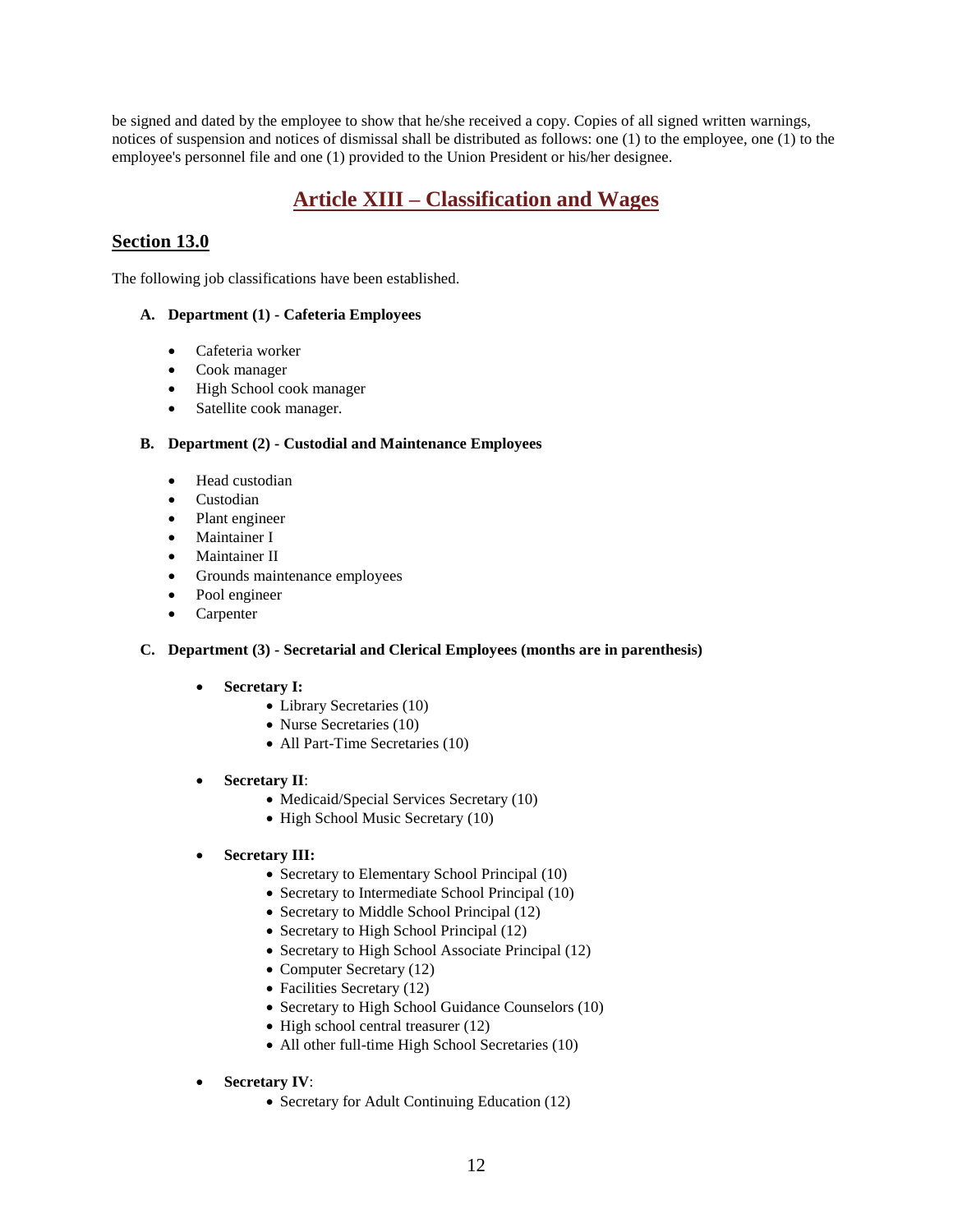be signed and dated by the employee to show that he/she received a copy. Copies of all signed written warnings, notices of suspension and notices of dismissal shall be distributed as follows: one (1) to the employee, one (1) to the employee's personnel file and one (1) provided to the Union President or his/her designee.

# Article XIII – Classification and Wages

## Section 13.0

The following job classifications have been established.

**A. Department (1) - Cafeteria Employees**

- Cafeteria worker
- Cook manager
- High School cook manager
- Satellite cook manager.

**B. Department (2) - Custodial and Maintenance Employees**

- Head custodian
- Custodian
- Plant engineer
- Maintainer I
- Maintainer II
- Grounds maintenance employees
- Pool engineer
- Carpenter

**C. Department (3) - Secretarial and Clerical Employees (months are in parenthesis)**

- **Secretary I:**
  - Library Secretaries (10)
  - Nurse Secretaries (10)
  - All Part-Time Secretaries (10)
- **Secretary II**:
  - Medicaid/Special Services Secretary (10)
  - High School Music Secretary (10)
- **Secretary III:**
  - Secretary to Elementary School Principal (10)
  - Secretary to Intermediate School Principal (10)
  - Secretary to Middle School Principal (12)
  - Secretary to High School Principal (12)
  - Secretary to High School Associate Principal (12)
  - Computer Secretary (12)
  - Facilities Secretary (12)
  - Secretary to High School Guidance Counselors (10)
  - High school central treasurer (12)
  - All other full-time High School Secretaries (10)
- **Secretary IV**:
  - Secretary for Adult Continuing Education (12)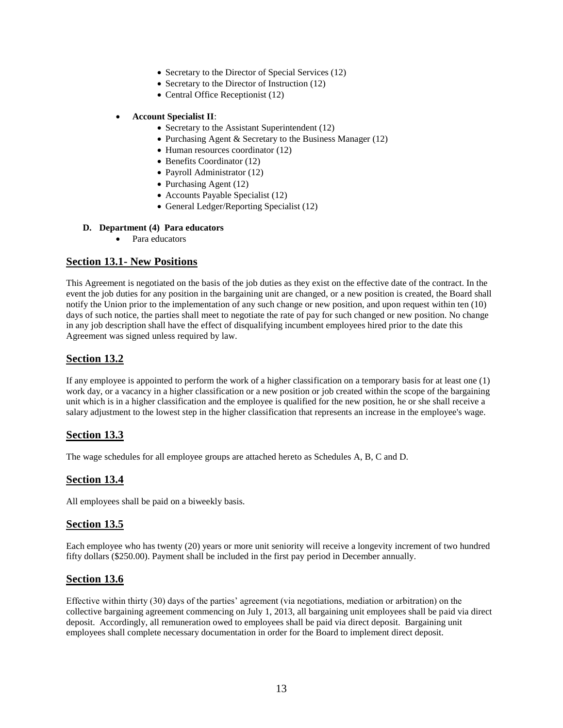- Secretary to the Director of Special Services (12)
- Secretary to the Director of Instruction (12)
- Central Office Receptionist (12)

- **Account Specialist II**:
  - Secretary to the Assistant Superintendent (12)
  - Purchasing Agent & Secretary to the Business Manager (12)
  - Human resources coordinator (12)
  - Benefits Coordinator (12)
  - Payroll Administrator (12)
  - Purchasing Agent (12)
  - Accounts Payable Specialist (12)
  - General Ledger/Reporting Specialist (12)

**D. Department (4) Para educators**

- Para educators

## Section 13.1- New Positions

This Agreement is negotiated on the basis of the job duties as they exist on the effective date of the contract. In the event the job duties for any position in the bargaining unit are changed, or a new position is created, the Board shall notify the Union prior to the implementation of any such change or new position, and upon request within ten (10) days of such notice, the parties shall meet to negotiate the rate of pay for such changed or new position. No change in any job description shall have the effect of disqualifying incumbent employees hired prior to the date this Agreement was signed unless required by law.

## Section 13.2

If any employee is appointed to perform the work of a higher classification on a temporary basis for at least one (1) work day, or a vacancy in a higher classification or a new position or job created within the scope of the bargaining unit which is in a higher classification and the employee is qualified for the new position, he or she shall receive a salary adjustment to the lowest step in the higher classification that represents an increase in the employee's wage.

## Section 13.3

The wage schedules for all employee groups are attached hereto as Schedules A, B, C and D.

## Section 13.4

All employees shall be paid on a biweekly basis.

## Section 13.5

Each employee who has twenty (20) years or more unit seniority will receive a longevity increment of two hundred fifty dollars ($250.00). Payment shall be included in the first pay period in December annually.

## Section 13.6

Effective within thirty (30) days of the parties' agreement (via negotiations, mediation or arbitration) on the collective bargaining agreement commencing on July 1, 2013, all bargaining unit employees shall be paid via direct deposit. Accordingly, all remuneration owed to employees shall be paid via direct deposit. Bargaining unit employees shall complete necessary documentation in order for the Board to implement direct deposit.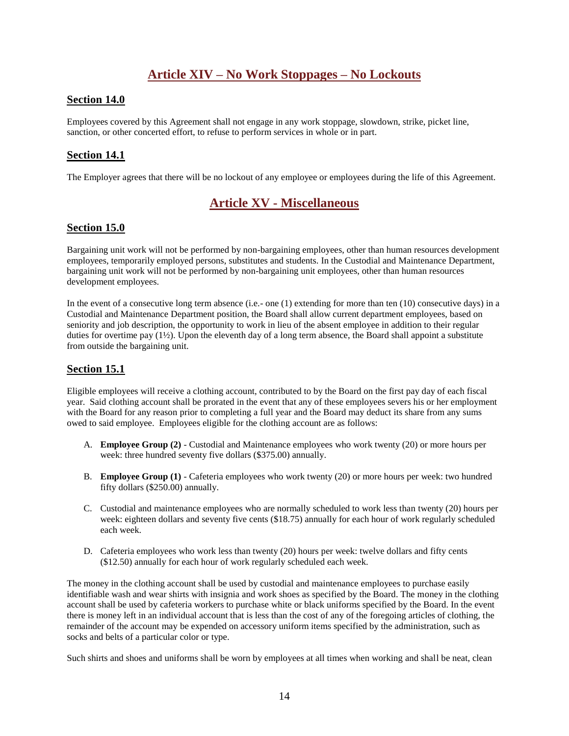## Article XIV – No Work Stoppages – No Lockouts

### Section 14.0

Employees covered by this Agreement shall not engage in any work stoppage, slowdown, strike, picket line, sanction, or other concerted effort, to refuse to perform services in whole or in part.

### Section 14.1

The Employer agrees that there will be no lockout of any employee or employees during the life of this Agreement.

## Article XV - Miscellaneous

### Section 15.0

Bargaining unit work will not be performed by non-bargaining employees, other than human resources development employees, temporarily employed persons, substitutes and students. In the Custodial and Maintenance Department, bargaining unit work will not be performed by non-bargaining unit employees, other than human resources development employees.

In the event of a consecutive long term absence (i.e.- one (1) extending for more than ten (10) consecutive days) in a Custodial and Maintenance Department position, the Board shall allow current department employees, based on seniority and job description, the opportunity to work in lieu of the absent employee in addition to their regular duties for overtime pay (1½). Upon the eleventh day of a long term absence, the Board shall appoint a substitute from outside the bargaining unit.

### Section 15.1

Eligible employees will receive a clothing account, contributed to by the Board on the first pay day of each fiscal year. Said clothing account shall be prorated in the event that any of these employees severs his or her employment with the Board for any reason prior to completing a full year and the Board may deduct its share from any sums owed to said employee. Employees eligible for the clothing account are as follows:

A. **Employee Group (2)** - Custodial and Maintenance employees who work twenty (20) or more hours per week: three hundred seventy five dollars ($375.00) annually.

B. **Employee Group (1)** - Cafeteria employees who work twenty (20) or more hours per week: two hundred fifty dollars ($250.00) annually.

C. Custodial and maintenance employees who are normally scheduled to work less than twenty (20) hours per week: eighteen dollars and seventy five cents ($18.75) annually for each hour of work regularly scheduled each week.

D. Cafeteria employees who work less than twenty (20) hours per week: twelve dollars and fifty cents ($12.50) annually for each hour of work regularly scheduled each week.

The money in the clothing account shall be used by custodial and maintenance employees to purchase easily identifiable wash and wear shirts with insignia and work shoes as specified by the Board. The money in the clothing account shall be used by cafeteria workers to purchase white or black uniforms specified by the Board. In the event there is money left in an individual account that is less than the cost of any of the foregoing articles of clothing, the remainder of the account may be expended on accessory uniform items specified by the administration, such as socks and belts of a particular color or type.

Such shirts and shoes and uniforms shall be worn by employees at all times when working and shall be neat, clean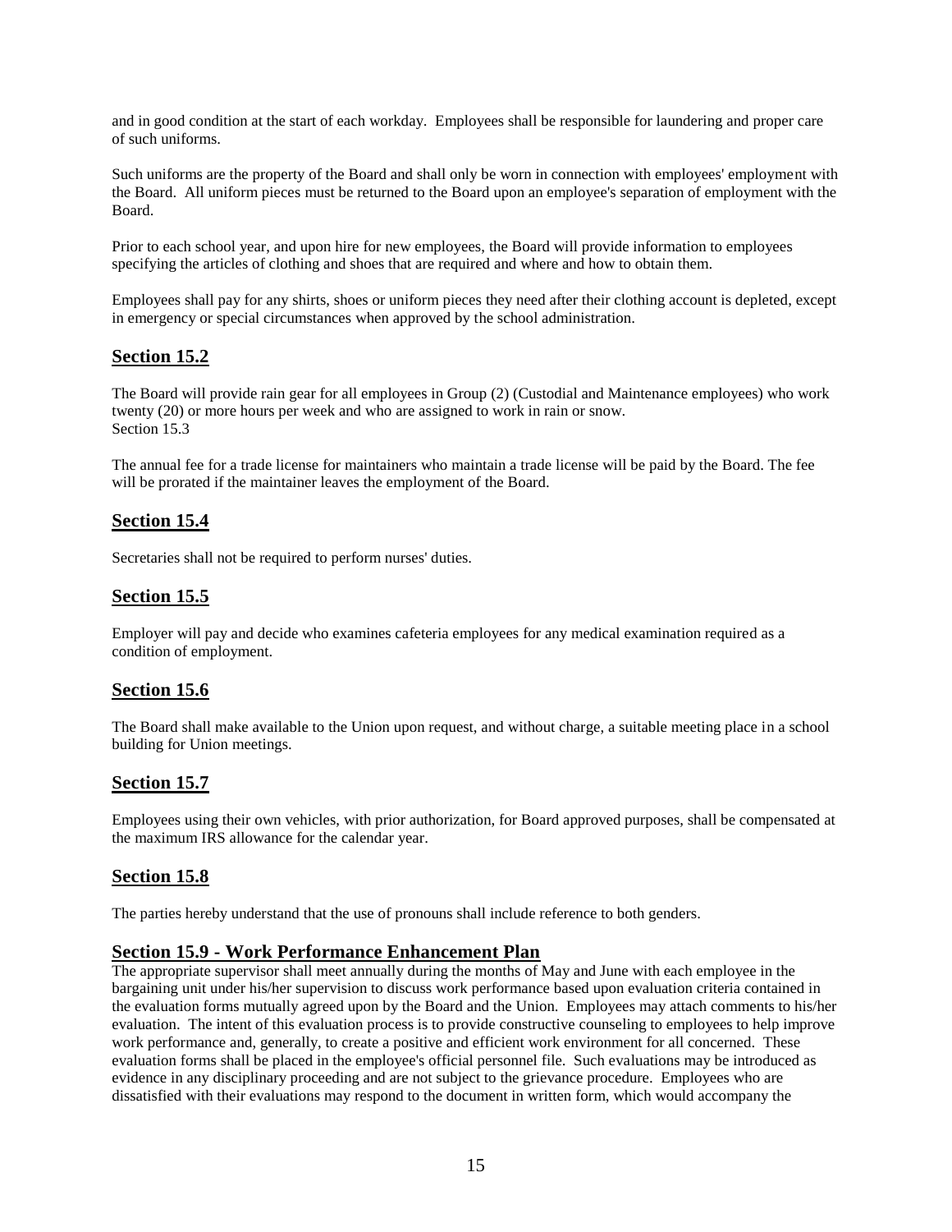and in good condition at the start of each workday. Employees shall be responsible for laundering and proper care of such uniforms.

Such uniforms are the property of the Board and shall only be worn in connection with employees' employment with the Board. All uniform pieces must be returned to the Board upon an employee's separation of employment with the Board.

Prior to each school year, and upon hire for new employees, the Board will provide information to employees specifying the articles of clothing and shoes that are required and where and how to obtain them.

Employees shall pay for any shirts, shoes or uniform pieces they need after their clothing account is depleted, except in emergency or special circumstances when approved by the school administration.

## Section 15.2

The Board will provide rain gear for all employees in Group (2) (Custodial and Maintenance employees) who work twenty (20) or more hours per week and who are assigned to work in rain or snow.
Section 15.3

The annual fee for a trade license for maintainers who maintain a trade license will be paid by the Board. The fee will be prorated if the maintainer leaves the employment of the Board.

## Section 15.4

Secretaries shall not be required to perform nurses' duties.

## Section 15.5

Employer will pay and decide who examines cafeteria employees for any medical examination required as a condition of employment.

## Section 15.6

The Board shall make available to the Union upon request, and without charge, a suitable meeting place in a school building for Union meetings.

## Section 15.7

Employees using their own vehicles, with prior authorization, for Board approved purposes, shall be compensated at the maximum IRS allowance for the calendar year.

## Section 15.8

The parties hereby understand that the use of pronouns shall include reference to both genders.

## Section 15.9 - Work Performance Enhancement Plan

The appropriate supervisor shall meet annually during the months of May and June with each employee in the bargaining unit under his/her supervision to discuss work performance based upon evaluation criteria contained in the evaluation forms mutually agreed upon by the Board and the Union. Employees may attach comments to his/her evaluation. The intent of this evaluation process is to provide constructive counseling to employees to help improve work performance and, generally, to create a positive and efficient work environment for all concerned. These evaluation forms shall be placed in the employee's official personnel file. Such evaluations may be introduced as evidence in any disciplinary proceeding and are not subject to the grievance procedure. Employees who are dissatisfied with their evaluations may respond to the document in written form, which would accompany the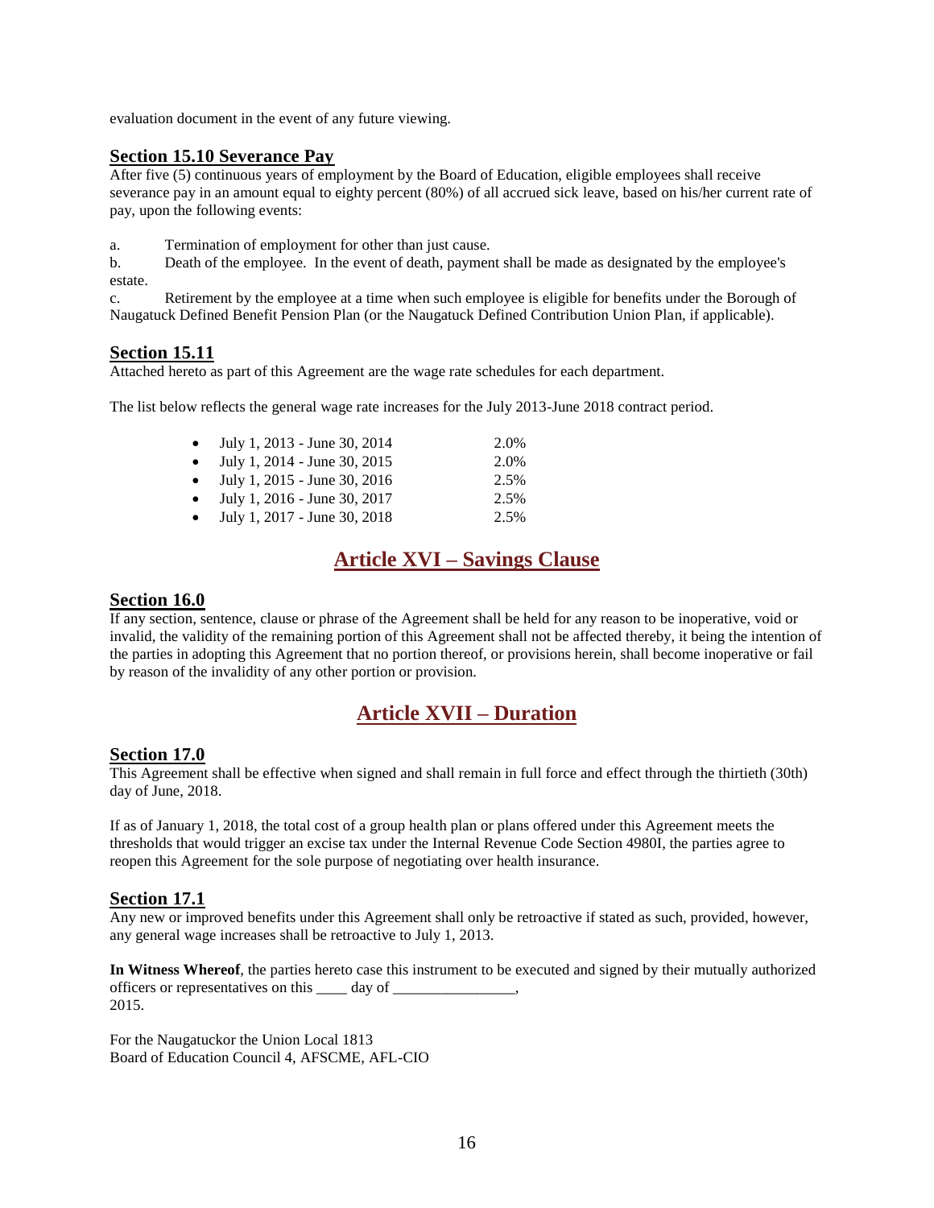evaluation document in the event of any future viewing.

### Section 15.10 Severance Pay

After five (5) continuous years of employment by the Board of Education, eligible employees shall receive severance pay in an amount equal to eighty percent (80%) of all accrued sick leave, based on his/her current rate of pay, upon the following events:

a. Termination of employment for other than just cause.

b. Death of the employee. In the event of death, payment shall be made as designated by the employee's estate.

c. Retirement by the employee at a time when such employee is eligible for benefits under the Borough of Naugatuck Defined Benefit Pension Plan (or the Naugatuck Defined Contribution Union Plan, if applicable).

### Section 15.11

Attached hereto as part of this Agreement are the wage rate schedules for each department.

The list below reflects the general wage rate increases for the July 2013-June 2018 contract period.

- July 1, 2013 - June 30, 2014 2.0%
- July 1, 2014 - June 30, 2015 2.0%
- July 1, 2015 - June 30, 2016 2.5%
- July 1, 2016 - June 30, 2017 2.5%
- July 1, 2017 - June 30, 2018 2.5%

## Article XVI – Savings Clause

### Section 16.0

If any section, sentence, clause or phrase of the Agreement shall be held for any reason to be inoperative, void or invalid, the validity of the remaining portion of this Agreement shall not be affected thereby, it being the intention of the parties in adopting this Agreement that no portion thereof, or provisions herein, shall become inoperative or fail by reason of the invalidity of any other portion or provision.

## Article XVII – Duration

### Section 17.0

This Agreement shall be effective when signed and shall remain in full force and effect through the thirtieth (30th) day of June, 2018.

If as of January 1, 2018, the total cost of a group health plan or plans offered under this Agreement meets the thresholds that would trigger an excise tax under the Internal Revenue Code Section 4980I, the parties agree to reopen this Agreement for the sole purpose of negotiating over health insurance.

### Section 17.1

Any new or improved benefits under this Agreement shall only be retroactive if stated as such, provided, however, any general wage increases shall be retroactive to July 1, 2013.

**In Witness Whereof**, the parties hereto case this instrument to be executed and signed by their mutually authorized officers or representatives on this ____ day of ________________, 2015.

For the Naugatuckor the Union Local 1813
Board of Education Council 4, AFSCME, AFL-CIO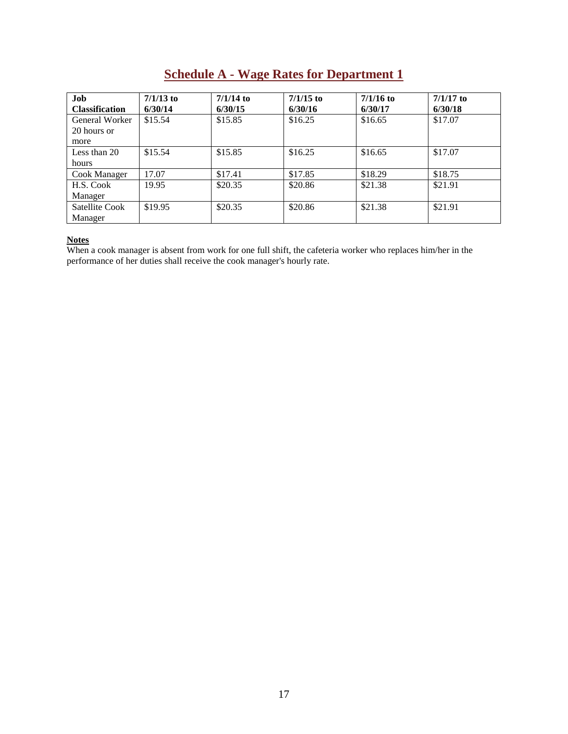# Schedule A - Wage Rates for Department 1

| Job Classification | 7/1/13 to 6/30/14 | 7/1/14 to 6/30/15 | 7/1/15 to 6/30/16 | 7/1/16 to 6/30/17 | 7/1/17 to 6/30/18 |
|---|---|---|---|---|---|
| General Worker 20 hours or more | $15.54 | $15.85 | $16.25 | $16.65 | $17.07 |
| Less than 20 hours | $15.54 | $15.85 | $16.25 | $16.65 | $17.07 |
| Cook Manager | 17.07 | $17.41 | $17.85 | $18.29 | $18.75 |
| H.S. Cook Manager | 19.95 | $20.35 | $20.86 | $21.38 | $21.91 |
| Satellite Cook Manager | $19.95 | $20.35 | $20.86 | $21.38 | $21.91 |

**Notes**

When a cook manager is absent from work for one full shift, the cafeteria worker who replaces him/her in the performance of her duties shall receive the cook manager's hourly rate.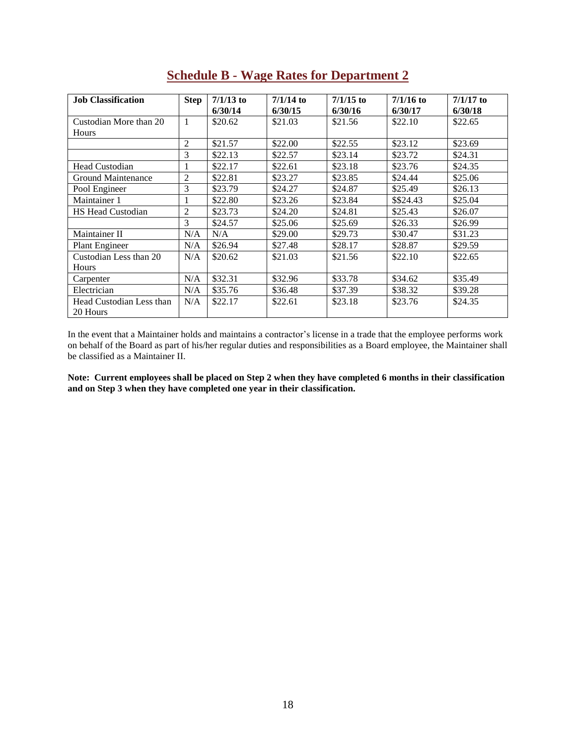## Schedule B - Wage Rates for Department 2

| Job Classification | Step | 7/1/13 to 6/30/14 | 7/1/14 to 6/30/15 | 7/1/15 to 6/30/16 | 7/1/16 to 6/30/17 | 7/1/17 to 6/30/18 |
|---|---|---|---|---|---|---|
| Custodian More than 20 Hours | 1 | $20.62 | $21.03 | $21.56 | $22.10 | $22.65 |
| | 2 | $21.57 | $22.00 | $22.55 | $23.12 | $23.69 |
| | 3 | $22.13 | $22.57 | $23.14 | $23.72 | $24.31 |
| Head Custodian | 1 | $22.17 | $22.61 | $23.18 | $23.76 | $24.35 |
| Ground Maintenance | 2 | $22.81 | $23.27 | $23.85 | $24.44 | $25.06 |
| Pool Engineer | 3 | $23.79 | $24.27 | $24.87 | $25.49 | $26.13 |
| Maintainer 1 | 1 | $22.80 | $23.26 | $23.84 | $$24.43 | $25.04 |
| HS Head Custodian | 2 | $23.73 | $24.20 | $24.81 | $25.43 | $26.07 |
| | 3 | $24.57 | $25.06 | $25.69 | $26.33 | $26.99 |
| Maintainer II | N/A | N/A | $29.00 | $29.73 | $30.47 | $31.23 |
| Plant Engineer | N/A | $26.94 | $27.48 | $28.17 | $28.87 | $29.59 |
| Custodian Less than 20 Hours | N/A | $20.62 | $21.03 | $21.56 | $22.10 | $22.65 |
| Carpenter | N/A | $32.31 | $32.96 | $33.78 | $34.62 | $35.49 |
| Electrician | N/A | $35.76 | $36.48 | $37.39 | $38.32 | $39.28 |
| Head Custodian Less than 20 Hours | N/A | $22.17 | $22.61 | $23.18 | $23.76 | $24.35 |

In the event that a Maintainer holds and maintains a contractor's license in a trade that the employee performs work on behalf of the Board as part of his/her regular duties and responsibilities as a Board employee, the Maintainer shall be classified as a Maintainer II.

**Note: Current employees shall be placed on Step 2 when they have completed 6 months in their classification and on Step 3 when they have completed one year in their classification.**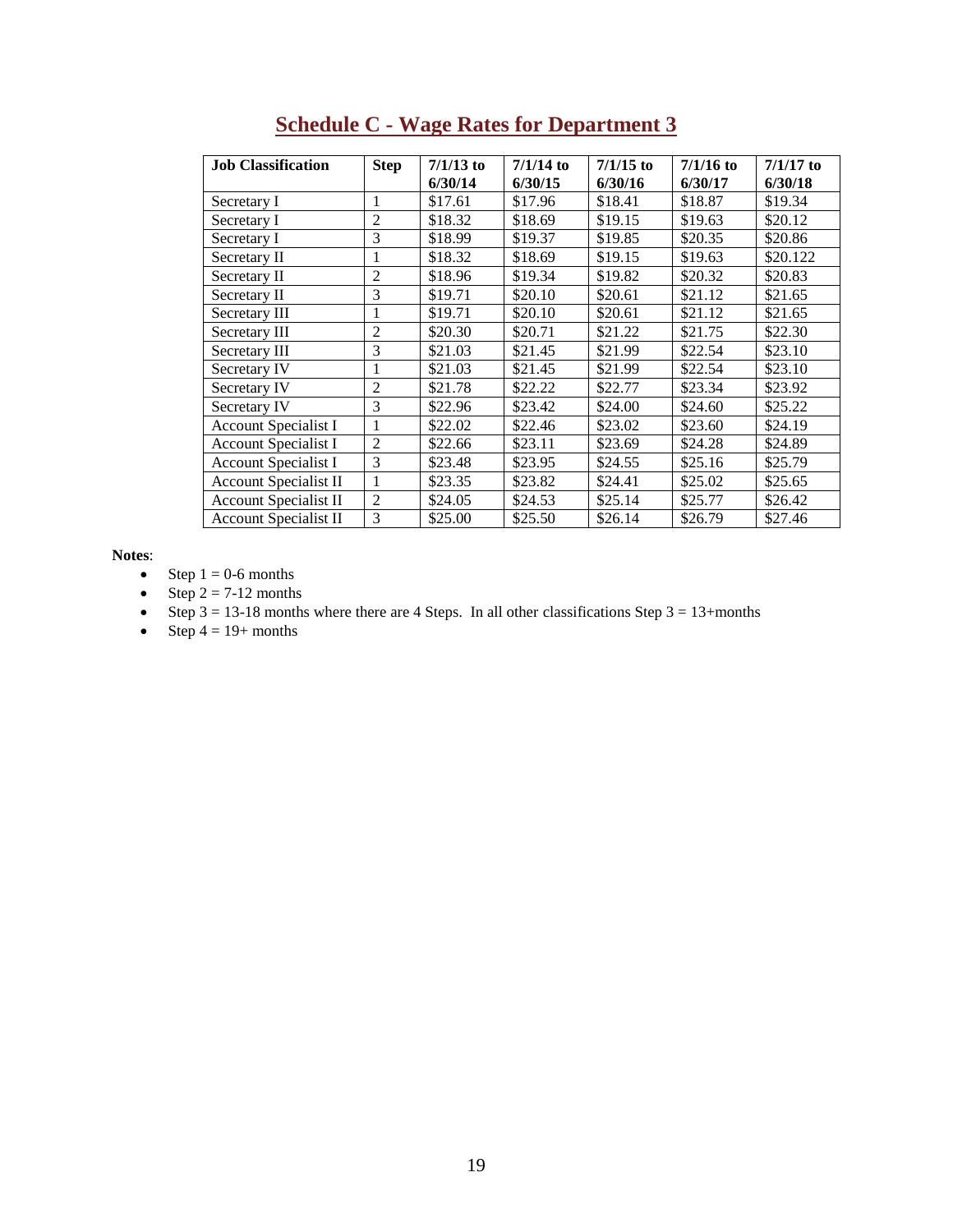## Schedule C - Wage Rates for Department 3

| Job Classification | Step | 7/1/13 to 6/30/14 | 7/1/14 to 6/30/15 | 7/1/15 to 6/30/16 | 7/1/16 to 6/30/17 | 7/1/17 to 6/30/18 |
|---|---|---|---|---|---|---|
| Secretary I | 1 | $17.61 | $17.96 | $18.41 | $18.87 | $19.34 |
| Secretary I | 2 | $18.32 | $18.69 | $19.15 | $19.63 | $20.12 |
| Secretary I | 3 | $18.99 | $19.37 | $19.85 | $20.35 | $20.86 |
| Secretary II | 1 | $18.32 | $18.69 | $19.15 | $19.63 | $20.122 |
| Secretary II | 2 | $18.96 | $19.34 | $19.82 | $20.32 | $20.83 |
| Secretary II | 3 | $19.71 | $20.10 | $20.61 | $21.12 | $21.65 |
| Secretary III | 1 | $19.71 | $20.10 | $20.61 | $21.12 | $21.65 |
| Secretary III | 2 | $20.30 | $20.71 | $21.22 | $21.75 | $22.30 |
| Secretary III | 3 | $21.03 | $21.45 | $21.99 | $22.54 | $23.10 |
| Secretary IV | 1 | $21.03 | $21.45 | $21.99 | $22.54 | $23.10 |
| Secretary IV | 2 | $21.78 | $22.22 | $22.77 | $23.34 | $23.92 |
| Secretary IV | 3 | $22.96 | $23.42 | $24.00 | $24.60 | $25.22 |
| Account Specialist I | 1 | $22.02 | $22.46 | $23.02 | $23.60 | $24.19 |
| Account Specialist I | 2 | $22.66 | $23.11 | $23.69 | $24.28 | $24.89 |
| Account Specialist I | 3 | $23.48 | $23.95 | $24.55 | $25.16 | $25.79 |
| Account Specialist II | 1 | $23.35 | $23.82 | $24.41 | $25.02 | $25.65 |
| Account Specialist II | 2 | $24.05 | $24.53 | $25.14 | $25.77 | $26.42 |
| Account Specialist II | 3 | $25.00 | $25.50 | $26.14 | $26.79 | $27.46 |

**Notes**:

- Step 1 = 0-6 months
- Step 2 = 7-12 months
- Step 3 = 13-18 months where there are 4 Steps. In all other classifications Step 3 = 13+months
- Step 4 = 19+ months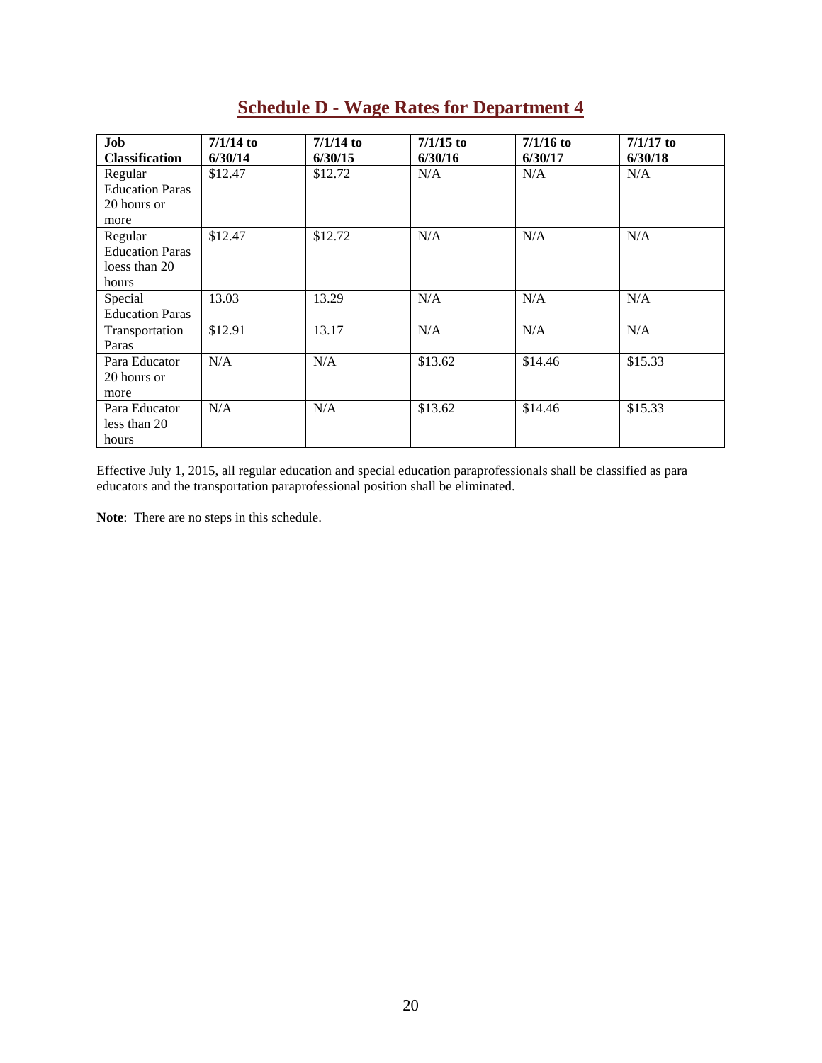## Schedule D - Wage Rates for Department 4

| Job Classification | 7/1/14 to 6/30/14 | 7/1/14 to 6/30/15 | 7/1/15 to 6/30/16 | 7/1/16 to 6/30/17 | 7/1/17 to 6/30/18 |
|---|---|---|---|---|---|
| Regular Education Paras 20 hours or more | $12.47 | $12.72 | N/A | N/A | N/A |
| Regular Education Paras loess than 20 hours | $12.47 | $12.72 | N/A | N/A | N/A |
| Special Education Paras | 13.03 | 13.29 | N/A | N/A | N/A |
| Transportation Paras | $12.91 | 13.17 | N/A | N/A | N/A |
| Para Educator 20 hours or more | N/A | N/A | $13.62 | $14.46 | $15.33 |
| Para Educator less than 20 hours | N/A | N/A | $13.62 | $14.46 | $15.33 |

Effective July 1, 2015, all regular education and special education paraprofessionals shall be classified as para educators and the transportation paraprofessional position shall be eliminated.

**Note**: There are no steps in this schedule.